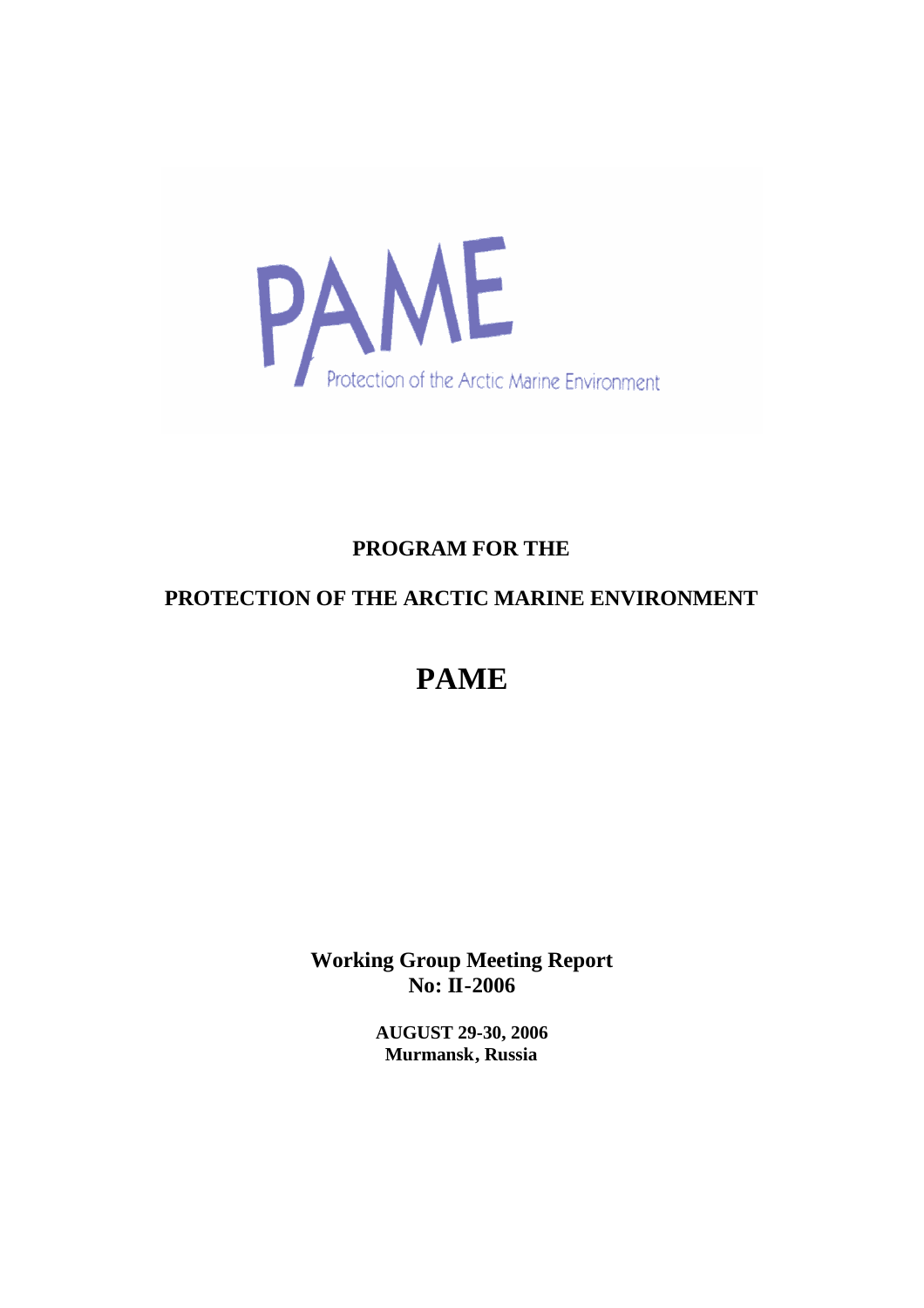PAME

Protection of the Arctic Marine Environment

**PROGRAM FOR THE**

**PROTECTION OF THE ARCTIC MARINE ENVIRONMENT**

# PAME

**Working Group Meeting Report**
**No: II-2006**

**AUGUST 29-30, 2006**
**Murmansk, Russia**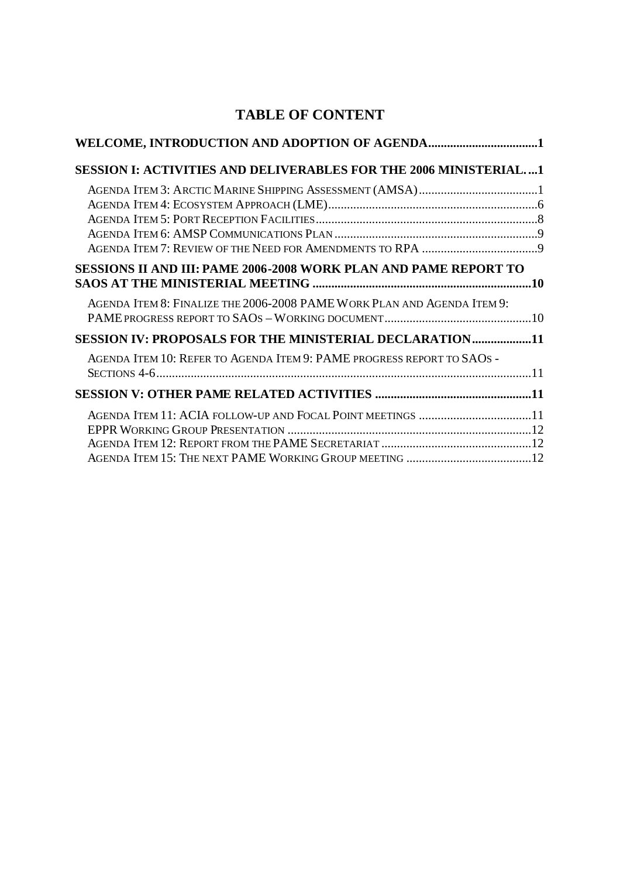# TABLE OF CONTENT

**WELCOME, INTRODUCTION AND ADOPTION OF AGENDA....................................1**

**SESSION I: ACTIVITIES AND DELIVERABLES FOR THE 2006 MINISTERIAL.....1**

AGENDA ITEM 3: ARCTIC MARINE SHIPPING ASSESSMENT (AMSA).......................................1
AGENDA ITEM 4: ECOSYSTEM APPROACH (LME)...................................................................6
AGENDA ITEM 5: PORT RECEPTION FACILITIES.......................................................................8
AGENDA ITEM 6: AMSP COMMUNICATIONS PLAN.................................................................9
AGENDA ITEM 7: REVIEW OF THE NEED FOR AMENDMENTS TO RPA .....................................9

**SESSIONS II AND III: PAME 2006-2008 WORK PLAN AND PAME REPORT TO SAOS AT THE MINISTERIAL MEETING .......................................................................10**

AGENDA ITEM 8: FINALIZE THE 2006-2008 PAME WORK PLAN AND AGENDA ITEM 9: PAME PROGRESS REPORT TO SAOS – WORKING DOCUMENT................................................10

**SESSION IV: PROPOSALS FOR THE MINISTERIAL DECLARATION...................11**

AGENDA ITEM 10: REFER TO AGENDA ITEM 9: PAME PROGRESS REPORT TO SAOS - SECTIONS 4-6........................................................................................................................11

**SESSION V: OTHER PAME RELATED ACTIVITIES ..................................................11**

AGENDA ITEM 11: ACIA FOLLOW-UP AND FOCAL POINT MEETINGS ....................................11
EPPR WORKING GROUP PRESENTATION ..............................................................................12
AGENDA ITEM 12: REPORT FROM THE PAME SECRETARIAT ................................................12
AGENDA ITEM 15: THE NEXT PAME WORKING GROUP MEETING ........................................12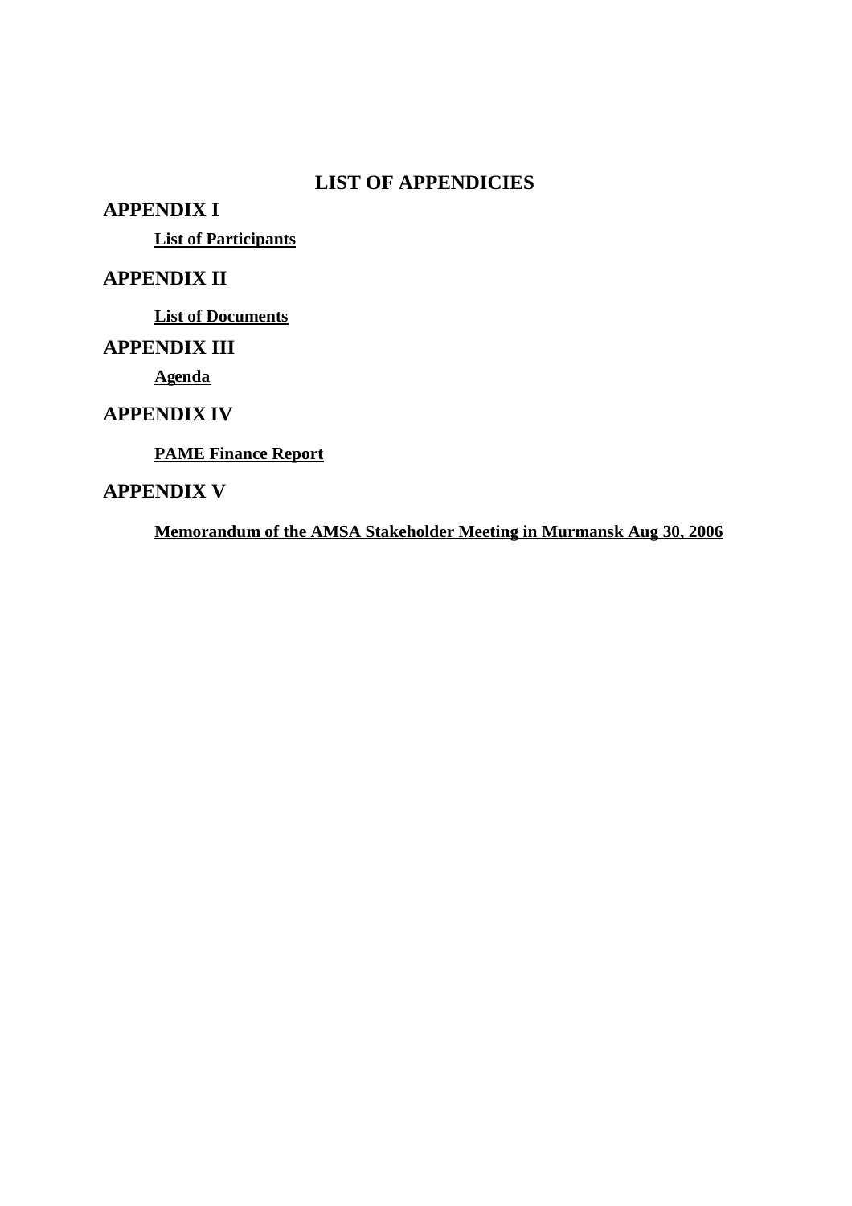# LIST OF APPENDICIES

## APPENDIX I

**List of Participants**

## APPENDIX II

**List of Documents**

## APPENDIX III

**Agenda**

## APPENDIX IV

**PAME Finance Report**

## APPENDIX V

**Memorandum of the AMSA Stakeholder Meeting in Murmansk Aug 30, 2006**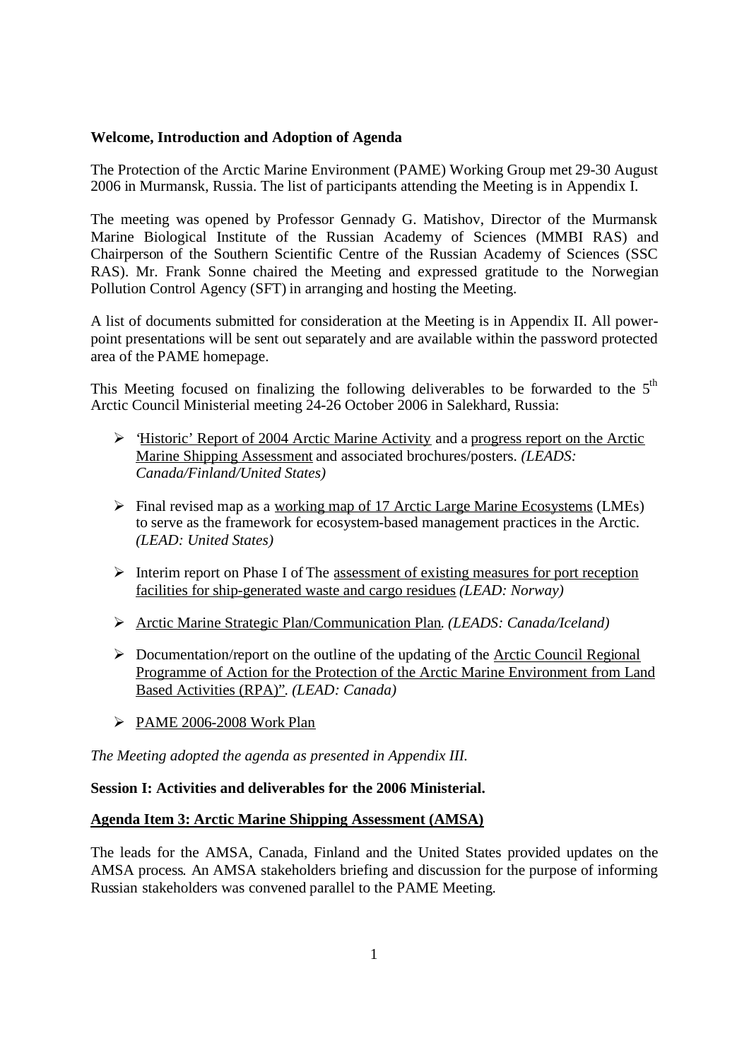**Welcome, Introduction and Adoption of Agenda**

The Protection of the Arctic Marine Environment (PAME) Working Group met 29-30 August 2006 in Murmansk, Russia. The list of participants attending the Meeting is in Appendix I.

The meeting was opened by Professor Gennady G. Matishov, Director of the Murmansk Marine Biological Institute of the Russian Academy of Sciences (MMBI RAS) and Chairperson of the Southern Scientific Centre of the Russian Academy of Sciences (SSC RAS). Mr. Frank Sonne chaired the Meeting and expressed gratitude to the Norwegian Pollution Control Agency (SFT) in arranging and hosting the Meeting.

A list of documents submitted for consideration at the Meeting is in Appendix II. All power-point presentations will be sent out separately and are available within the password protected area of the PAME homepage.

This Meeting focused on finalizing the following deliverables to be forwarded to the 5th Arctic Council Ministerial meeting 24-26 October 2006 in Salekhard, Russia:

- 'Historic' Report of 2004 Arctic Marine Activity and a progress report on the Arctic Marine Shipping Assessment and associated brochures/posters. *(LEADS: Canada/Finland/United States)*
- Final revised map as a working map of 17 Arctic Large Marine Ecosystems (LMEs) to serve as the framework for ecosystem-based management practices in the Arctic. *(LEAD: United States)*
- Interim report on Phase I of The assessment of existing measures for port reception facilities for ship-generated waste and cargo residues *(LEAD: Norway)*
- Arctic Marine Strategic Plan/Communication Plan. *(LEADS: Canada/Iceland)*
- Documentation/report on the outline of the updating of the Arctic Council Regional Programme of Action for the Protection of the Arctic Marine Environment from Land Based Activities (RPA)". *(LEAD: Canada)*
- PAME 2006-2008 Work Plan

*The Meeting adopted the agenda as presented in Appendix III.*

**Session I: Activities and deliverables for the 2006 Ministerial.**

**Agenda Item 3: Arctic Marine Shipping Assessment (AMSA)**

The leads for the AMSA, Canada, Finland and the United States provided updates on the AMSA process. An AMSA stakeholders briefing and discussion for the purpose of informing Russian stakeholders was convened parallel to the PAME Meeting.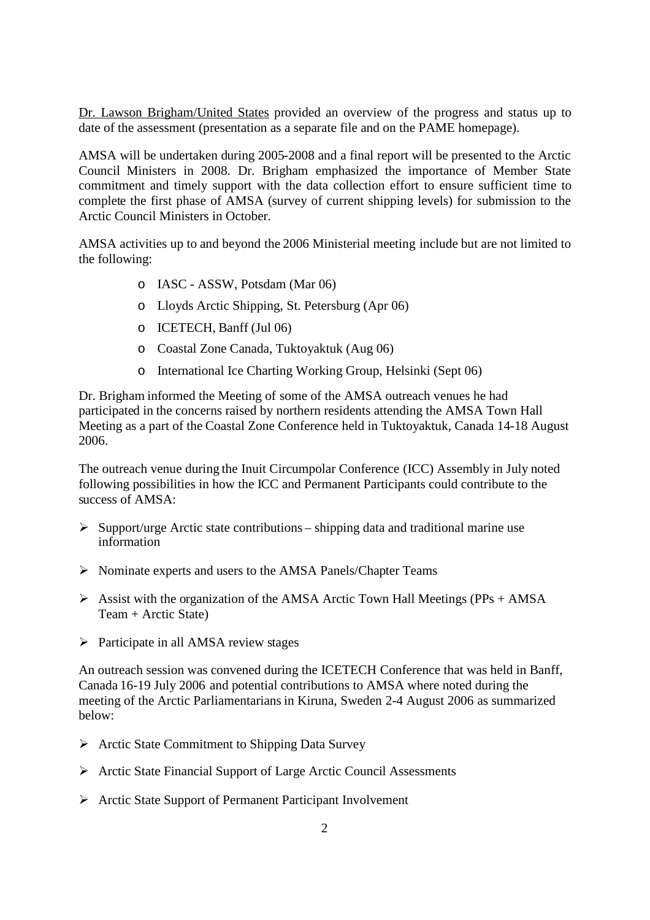Dr. Lawson Brigham/United States provided an overview of the progress and status up to date of the assessment (presentation as a separate file and on the PAME homepage).

AMSA will be undertaken during 2005-2008 and a final report will be presented to the Arctic Council Ministers in 2008. Dr. Brigham emphasized the importance of Member State commitment and timely support with the data collection effort to ensure sufficient time to complete the first phase of AMSA (survey of current shipping levels) for submission to the Arctic Council Ministers in October.

AMSA activities up to and beyond the 2006 Ministerial meeting include but are not limited to the following:

- IASC - ASSW, Potsdam (Mar 06)
- Lloyds Arctic Shipping, St. Petersburg (Apr 06)
- ICETECH, Banff (Jul 06)
- Coastal Zone Canada, Tuktoyaktuk (Aug 06)
- International Ice Charting Working Group, Helsinki (Sept 06)

Dr. Brigham informed the Meeting of some of the AMSA outreach venues he had participated in the concerns raised by northern residents attending the AMSA Town Hall Meeting as a part of the Coastal Zone Conference held in Tuktoyaktuk, Canada 14-18 August 2006.

The outreach venue during the Inuit Circumpolar Conference (ICC) Assembly in July noted following possibilities in how the ICC and Permanent Participants could contribute to the success of AMSA:

- Support/urge Arctic state contributions – shipping data and traditional marine use information
- Nominate experts and users to the AMSA Panels/Chapter Teams
- Assist with the organization of the AMSA Arctic Town Hall Meetings (PPs + AMSA Team + Arctic State)
- Participate in all AMSA review stages

An outreach session was convened during the ICETECH Conference that was held in Banff, Canada 16-19 July 2006 and potential contributions to AMSA where noted during the meeting of the Arctic Parliamentarians in Kiruna, Sweden 2-4 August 2006 as summarized below:

- Arctic State Commitment to Shipping Data Survey
- Arctic State Financial Support of Large Arctic Council Assessments
- Arctic State Support of Permanent Participant Involvement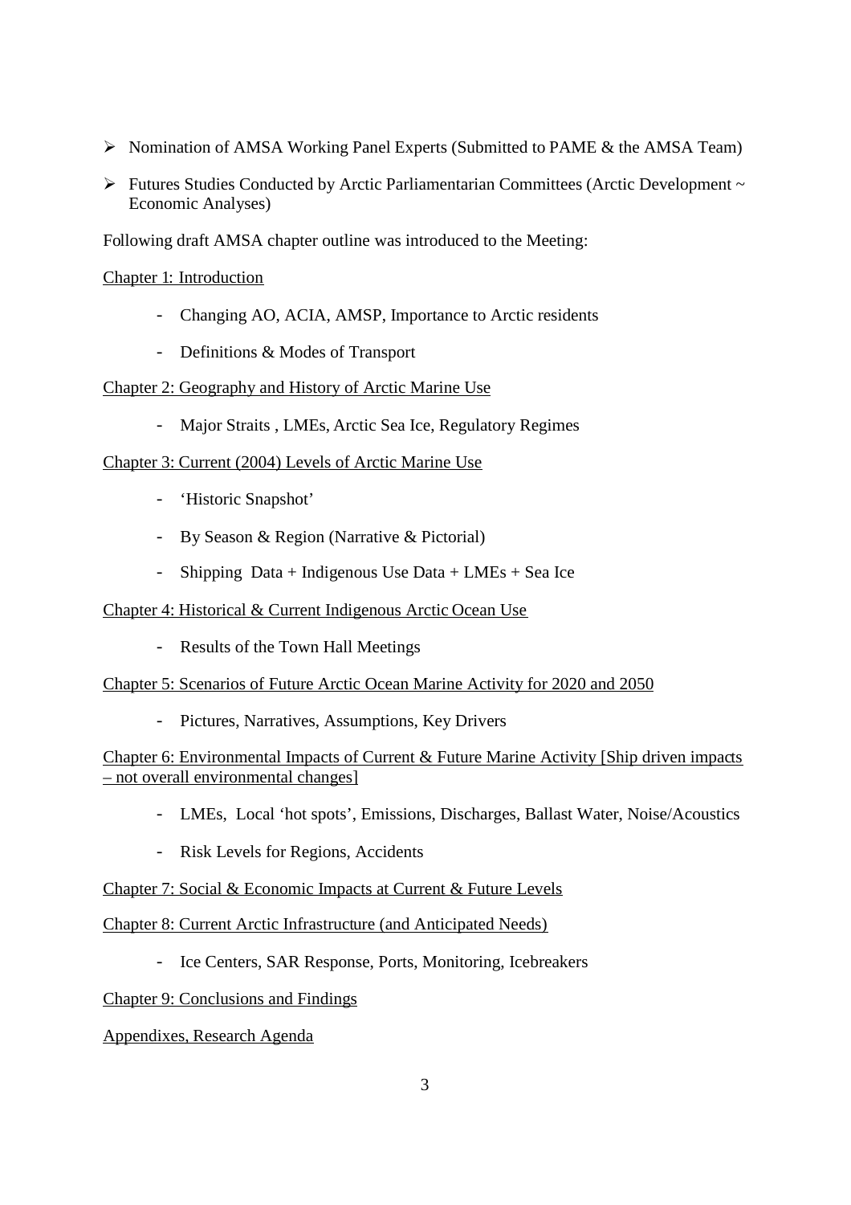- Nomination of AMSA Working Panel Experts (Submitted to PAME & the AMSA Team)
- Futures Studies Conducted by Arctic Parliamentarian Committees (Arctic Development ~ Economic Analyses)

Following draft AMSA chapter outline was introduced to the Meeting:

<u>Chapter 1: Introduction</u>

- Changing AO, ACIA, AMSP, Importance to Arctic residents
- Definitions & Modes of Transport

<u>Chapter 2: Geography and History of Arctic Marine Use</u>

- Major Straits , LMEs, Arctic Sea Ice, Regulatory Regimes

<u>Chapter 3: Current (2004) Levels of Arctic Marine Use</u>

- 'Historic Snapshot'
- By Season & Region (Narrative & Pictorial)
- Shipping Data + Indigenous Use Data + LMEs + Sea Ice

<u>Chapter 4: Historical & Current Indigenous Arctic Ocean Use</u>

- Results of the Town Hall Meetings

<u>Chapter 5: Scenarios of Future Arctic Ocean Marine Activity for 2020 and 2050</u>

- Pictures, Narratives, Assumptions, Key Drivers

<u>Chapter 6: Environmental Impacts of Current & Future Marine Activity [Ship driven impacts – not overall environmental changes]</u>

- LMEs, Local 'hot spots', Emissions, Discharges, Ballast Water, Noise/Acoustics
- Risk Levels for Regions, Accidents

<u>Chapter 7: Social & Economic Impacts at Current & Future Levels</u>

<u>Chapter 8: Current Arctic Infrastructure (and Anticipated Needs)</u>

- Ice Centers, SAR Response, Ports, Monitoring, Icebreakers

<u>Chapter 9: Conclusions and Findings</u>

<u>Appendixes, Research Agenda</u>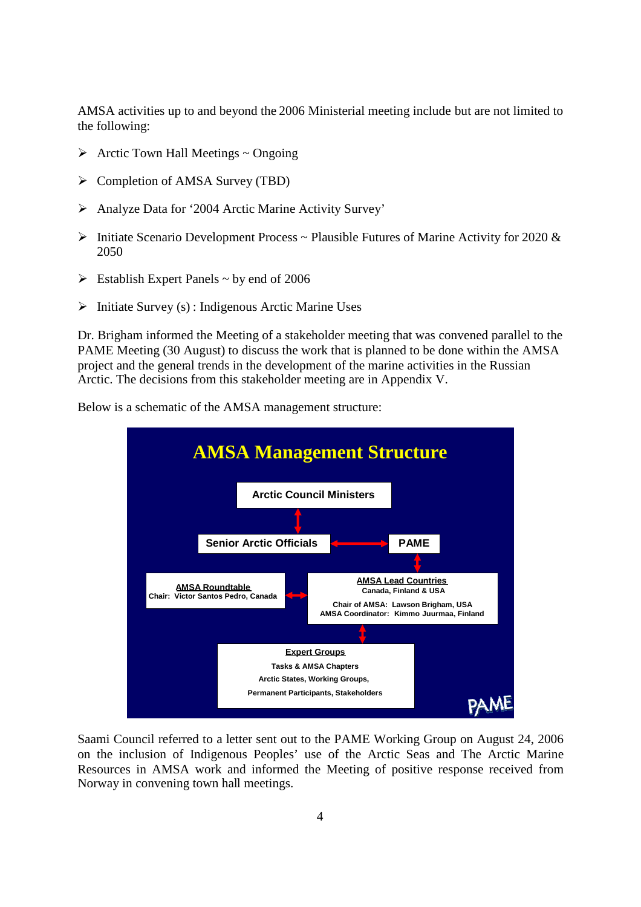AMSA activities up to and beyond the 2006 Ministerial meeting include but are not limited to the following:

- Arctic Town Hall Meetings ~ Ongoing
- Completion of AMSA Survey (TBD)
- Analyze Data for '2004 Arctic Marine Activity Survey'
- Initiate Scenario Development Process ~ Plausible Futures of Marine Activity for 2020 & 2050
- Establish Expert Panels ~ by end of 2006
- Initiate Survey (s) : Indigenous Arctic Marine Uses

Dr. Brigham informed the Meeting of a stakeholder meeting that was convened parallel to the PAME Meeting (30 August) to discuss the work that is planned to be done within the AMSA project and the general trends in the development of the marine activities in the Russian Arctic. The decisions from this stakeholder meeting are in Appendix V.

Below is a schematic of the AMSA management structure:

**AMSA Management Structure**

- Arctic Council Ministers ↔ Senior Arctic Officials
- Senior Arctic Officials ↔ PAME
- PAME ↔ AMSA Lead Countries
- **AMSA Roundtable** — Chair: Victor Santos Pedro, Canada ↔ AMSA Lead Countries
- **AMSA Lead Countries** — Canada, Finland & USA; Chair of AMSA: Lawson Brigham, USA; AMSA Coordinator: Kimmo Juurmaa, Finland
- AMSA Lead Countries ↔ Expert Groups
- **Expert Groups** — Tasks & AMSA Chapters; Arctic States, Working Groups, Permanent Participants, Stakeholders

Saami Council referred to a letter sent out to the PAME Working Group on August 24, 2006 on the inclusion of Indigenous Peoples' use of the Arctic Seas and The Arctic Marine Resources in AMSA work and informed the Meeting of positive response received from Norway in convening town hall meetings.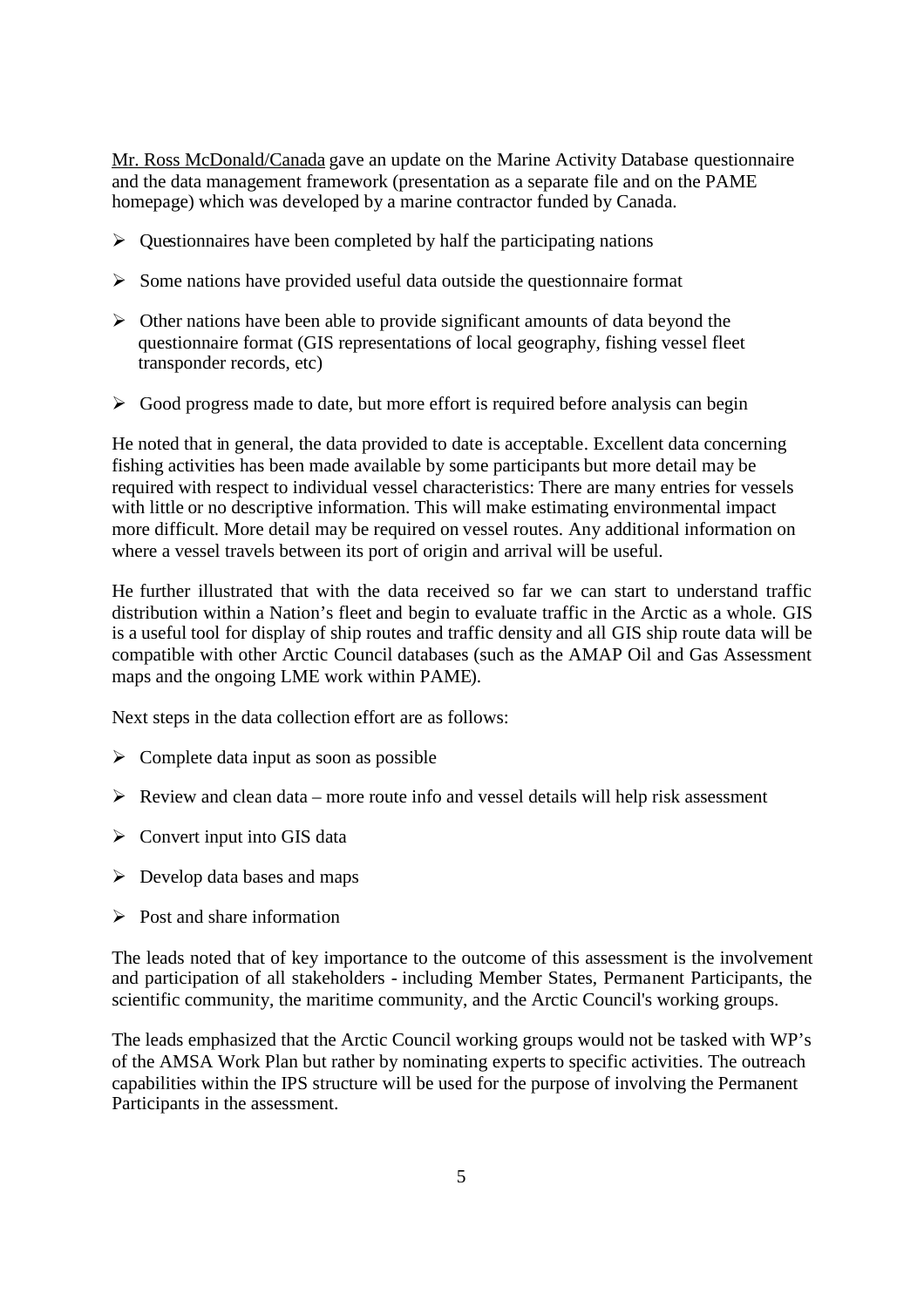Mr. Ross McDonald/Canada gave an update on the Marine Activity Database questionnaire and the data management framework (presentation as a separate file and on the PAME homepage) which was developed by a marine contractor funded by Canada.

- Questionnaires have been completed by half the participating nations
- Some nations have provided useful data outside the questionnaire format
- Other nations have been able to provide significant amounts of data beyond the questionnaire format (GIS representations of local geography, fishing vessel fleet transponder records, etc)
- Good progress made to date, but more effort is required before analysis can begin

He noted that in general, the data provided to date is acceptable. Excellent data concerning fishing activities has been made available by some participants but more detail may be required with respect to individual vessel characteristics: There are many entries for vessels with little or no descriptive information. This will make estimating environmental impact more difficult. More detail may be required on vessel routes. Any additional information on where a vessel travels between its port of origin and arrival will be useful.

He further illustrated that with the data received so far we can start to understand traffic distribution within a Nation's fleet and begin to evaluate traffic in the Arctic as a whole. GIS is a useful tool for display of ship routes and traffic density and all GIS ship route data will be compatible with other Arctic Council databases (such as the AMAP Oil and Gas Assessment maps and the ongoing LME work within PAME).

Next steps in the data collection effort are as follows:

- Complete data input as soon as possible
- Review and clean data – more route info and vessel details will help risk assessment
- Convert input into GIS data
- Develop data bases and maps
- Post and share information

The leads noted that of key importance to the outcome of this assessment is the involvement and participation of all stakeholders - including Member States, Permanent Participants, the scientific community, the maritime community, and the Arctic Council's working groups.

The leads emphasized that the Arctic Council working groups would not be tasked with WP's of the AMSA Work Plan but rather by nominating experts to specific activities. The outreach capabilities within the IPS structure will be used for the purpose of involving the Permanent Participants in the assessment.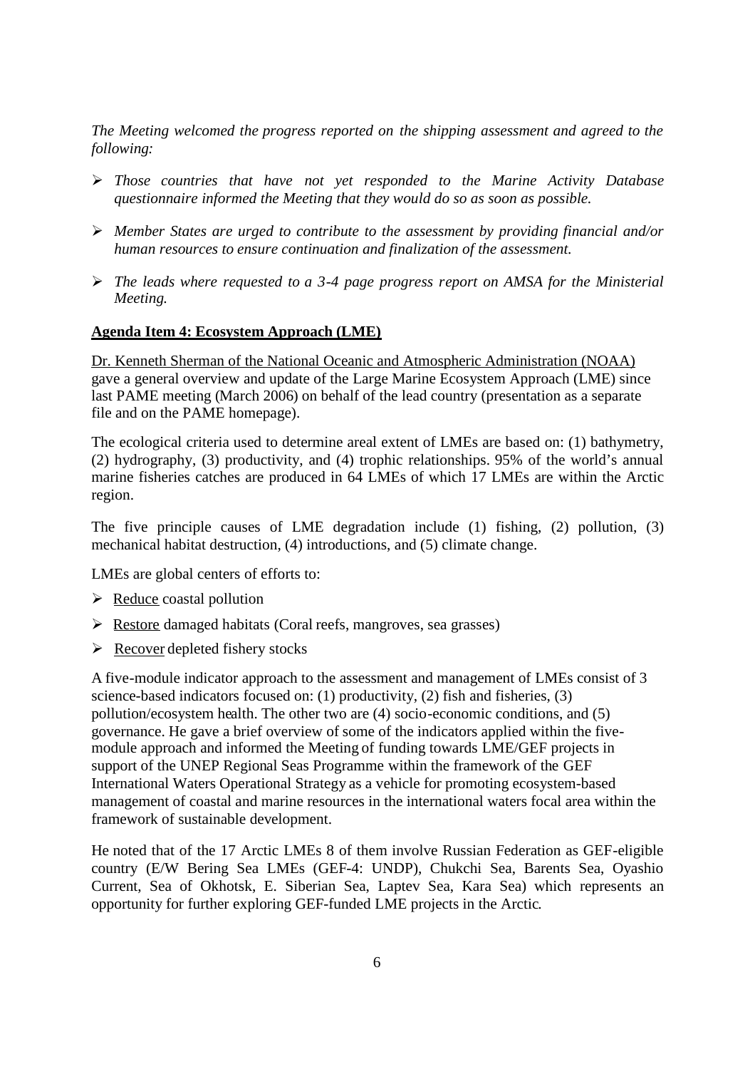*The Meeting welcomed the progress reported on the shipping assessment and agreed to the following:*

- *Those countries that have not yet responded to the Marine Activity Database questionnaire informed the Meeting that they would do so as soon as possible.*
- *Member States are urged to contribute to the assessment by providing financial and/or human resources to ensure continuation and finalization of the assessment.*
- *The leads where requested to a 3-4 page progress report on AMSA for the Ministerial Meeting.*

**Agenda Item 4: Ecosystem Approach (LME)**

Dr. Kenneth Sherman of the National Oceanic and Atmospheric Administration (NOAA) gave a general overview and update of the Large Marine Ecosystem Approach (LME) since last PAME meeting (March 2006) on behalf of the lead country (presentation as a separate file and on the PAME homepage).

The ecological criteria used to determine areal extent of LMEs are based on: (1) bathymetry, (2) hydrography, (3) productivity, and (4) trophic relationships. 95% of the world's annual marine fisheries catches are produced in 64 LMEs of which 17 LMEs are within the Arctic region.

The five principle causes of LME degradation include (1) fishing, (2) pollution, (3) mechanical habitat destruction, (4) introductions, and (5) climate change.

LMEs are global centers of efforts to:

- Reduce coastal pollution
- Restore damaged habitats (Coral reefs, mangroves, sea grasses)
- Recover depleted fishery stocks

A five-module indicator approach to the assessment and management of LMEs consist of 3 science-based indicators focused on: (1) productivity, (2) fish and fisheries, (3) pollution/ecosystem health. The other two are (4) socio-economic conditions, and (5) governance. He gave a brief overview of some of the indicators applied within the five-module approach and informed the Meeting of funding towards LME/GEF projects in support of the UNEP Regional Seas Programme within the framework of the GEF International Waters Operational Strategy as a vehicle for promoting ecosystem-based management of coastal and marine resources in the international waters focal area within the framework of sustainable development.

He noted that of the 17 Arctic LMEs 8 of them involve Russian Federation as GEF-eligible country (E/W Bering Sea LMEs (GEF-4: UNDP), Chukchi Sea, Barents Sea, Oyashio Current, Sea of Okhotsk, E. Siberian Sea, Laptev Sea, Kara Sea) which represents an opportunity for further exploring GEF-funded LME projects in the Arctic.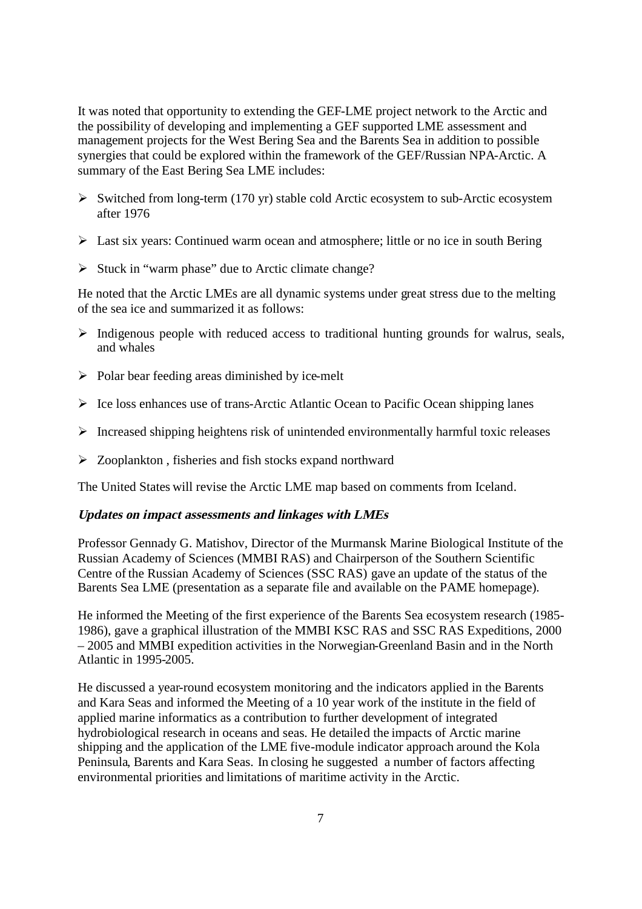It was noted that opportunity to extending the GEF-LME project network to the Arctic and the possibility of developing and implementing a GEF supported LME assessment and management projects for the West Bering Sea and the Barents Sea in addition to possible synergies that could be explored within the framework of the GEF/Russian NPA-Arctic. A summary of the East Bering Sea LME includes:

- Switched from long-term (170 yr) stable cold Arctic ecosystem to sub-Arctic ecosystem after 1976
- Last six years: Continued warm ocean and atmosphere; little or no ice in south Bering
- Stuck in "warm phase" due to Arctic climate change?

He noted that the Arctic LMEs are all dynamic systems under great stress due to the melting of the sea ice and summarized it as follows:

- Indigenous people with reduced access to traditional hunting grounds for walrus, seals, and whales
- Polar bear feeding areas diminished by ice-melt
- Ice loss enhances use of trans-Arctic Atlantic Ocean to Pacific Ocean shipping lanes
- Increased shipping heightens risk of unintended environmentally harmful toxic releases
- Zooplankton , fisheries and fish stocks expand northward

The United States will revise the Arctic LME map based on comments from Iceland.

***Updates on impact assessments and linkages with LMEs***

Professor Gennady G. Matishov, Director of the Murmansk Marine Biological Institute of the Russian Academy of Sciences (MMBI RAS) and Chairperson of the Southern Scientific Centre of the Russian Academy of Sciences (SSC RAS) gave an update of the status of the Barents Sea LME (presentation as a separate file and available on the PAME homepage).

He informed the Meeting of the first experience of the Barents Sea ecosystem research (1985-1986), gave a graphical illustration of the MMBI KSC RAS and SSC RAS Expeditions, 2000 – 2005 and MMBI expedition activities in the Norwegian-Greenland Basin and in the North Atlantic in 1995-2005.

He discussed a year-round ecosystem monitoring and the indicators applied in the Barents and Kara Seas and informed the Meeting of a 10 year work of the institute in the field of applied marine informatics as a contribution to further development of integrated hydrobiological research in oceans and seas. He detailed the impacts of Arctic marine shipping and the application of the LME five-module indicator approach around the Kola Peninsula, Barents and Kara Seas. In closing he suggested a number of factors affecting environmental priorities and limitations of maritime activity in the Arctic.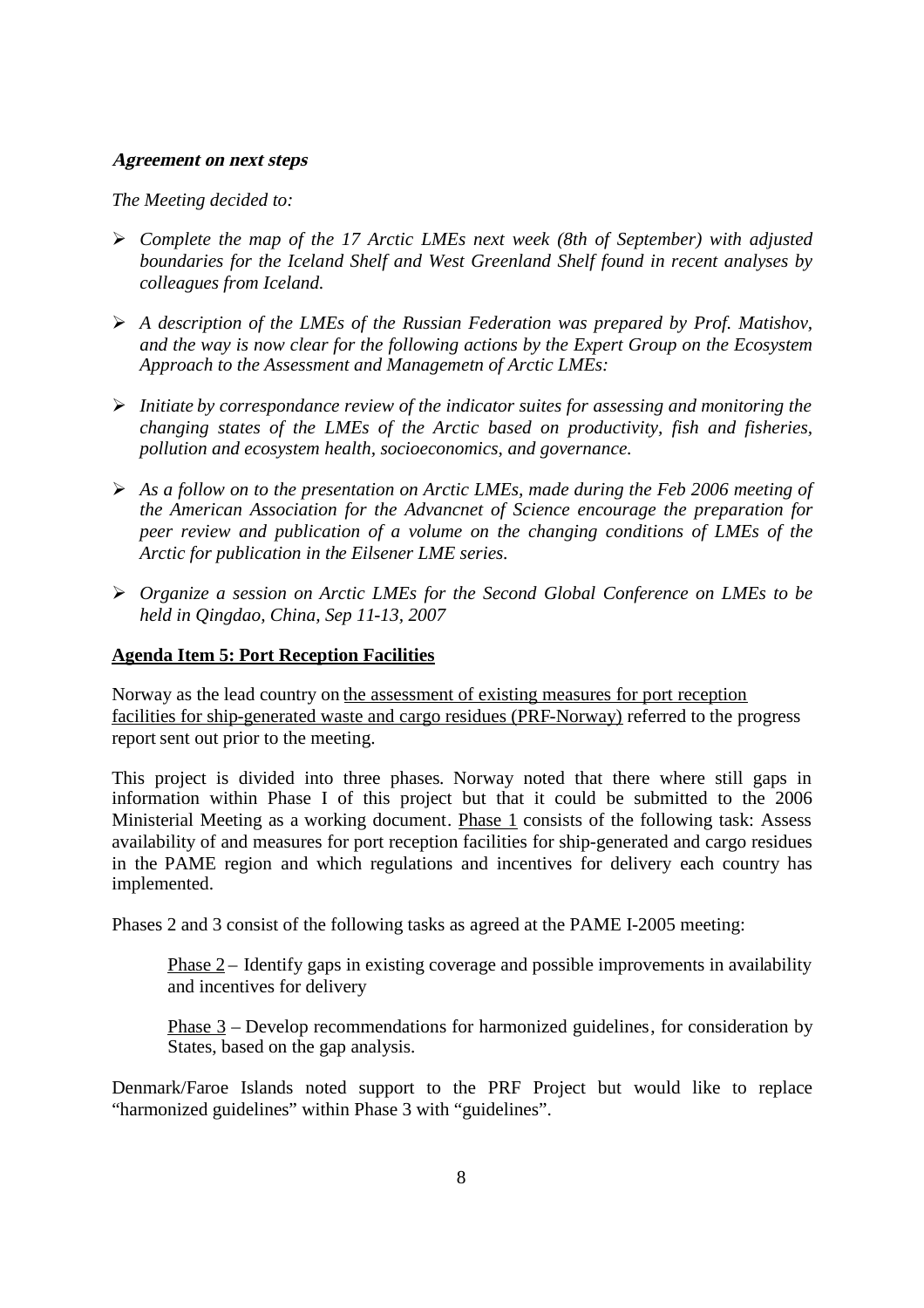***Agreement on next steps***

*The Meeting decided to:*

- *Complete the map of the 17 Arctic LMEs next week (8th of September) with adjusted boundaries for the Iceland Shelf and West Greenland Shelf found in recent analyses by colleagues from Iceland.*

- *A description of the LMEs of the Russian Federation was prepared by Prof. Matishov, and the way is now clear for the following actions by the Expert Group on the Ecosystem Approach to the Assessment and Managemetn of Arctic LMEs:*

- *Initiate by correspondance review of the indicator suites for assessing and monitoring the changing states of the LMEs of the Arctic based on productivity, fish and fisheries, pollution and ecosystem health, socioeconomics, and governance.*

- *As a follow on to the presentation on Arctic LMEs, made during the Feb 2006 meeting of the American Association for the Advancnet of Science encourage the preparation for peer review and publication of a volume on the changing conditions of LMEs of the Arctic for publication in the Eilsener LME series.*

- *Organize a session on Arctic LMEs for the Second Global Conference on LMEs to be held in Qingdao, China, Sep 11-13, 2007*

**Agenda Item 5: Port Reception Facilities**

Norway as the lead country on the assessment of existing measures for port reception facilities for ship-generated waste and cargo residues (PRF-Norway) referred to the progress report sent out prior to the meeting.

This project is divided into three phases. Norway noted that there where still gaps in information within Phase I of this project but that it could be submitted to the 2006 Ministerial Meeting as a working document. Phase 1 consists of the following task: Assess availability of and measures for port reception facilities for ship-generated and cargo residues in the PAME region and which regulations and incentives for delivery each country has implemented.

Phases 2 and 3 consist of the following tasks as agreed at the PAME I-2005 meeting:

> Phase 2 – Identify gaps in existing coverage and possible improvements in availability and incentives for delivery
>
> Phase 3 – Develop recommendations for harmonized guidelines, for consideration by States, based on the gap analysis.

Denmark/Faroe Islands noted support to the PRF Project but would like to replace "harmonized guidelines" within Phase 3 with "guidelines".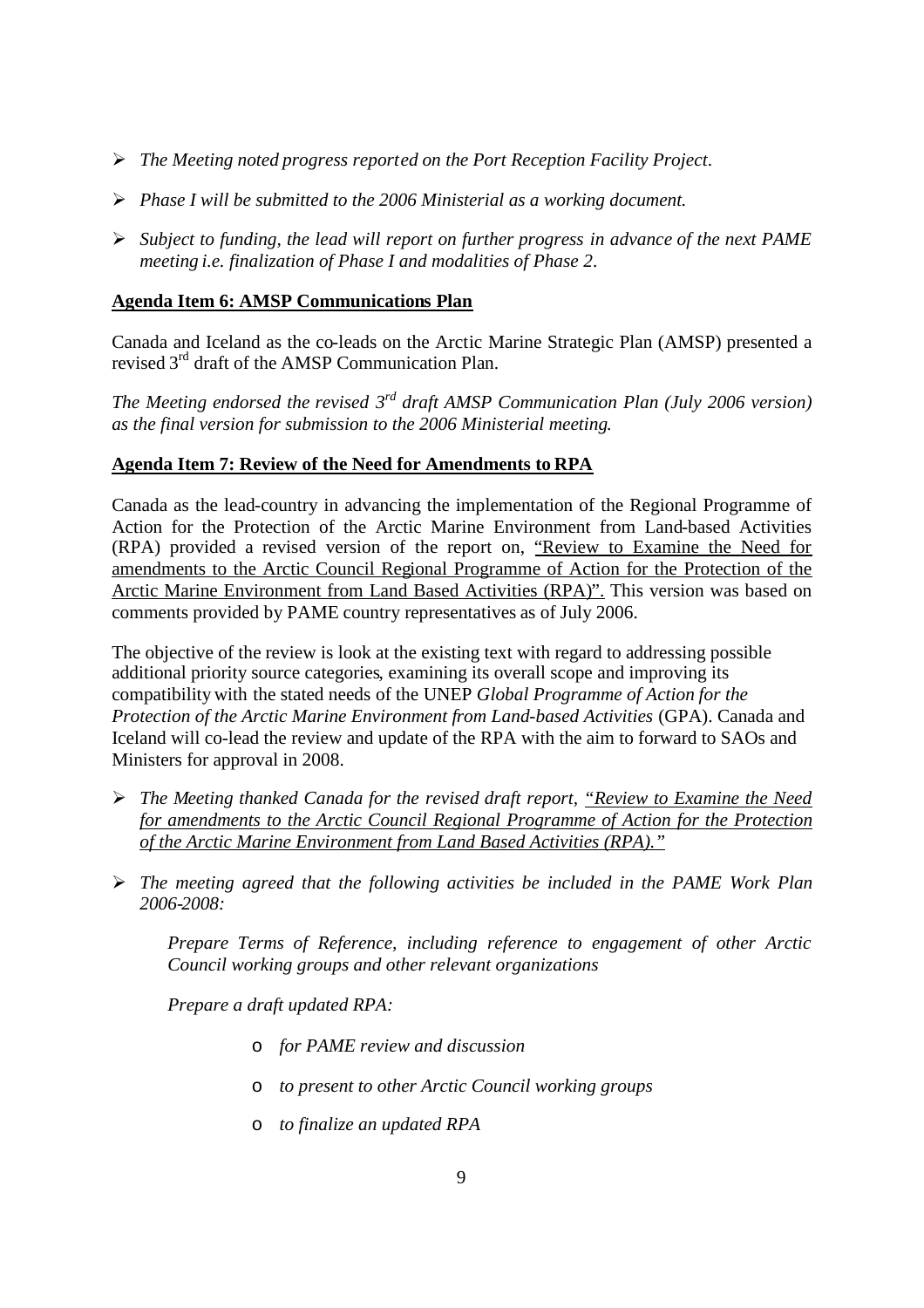- *The Meeting noted progress reported on the Port Reception Facility Project.*
- *Phase I will be submitted to the 2006 Ministerial as a working document.*
- *Subject to funding, the lead will report on further progress in advance of the next PAME meeting i.e. finalization of Phase I and modalities of Phase 2.*

**Agenda Item 6: AMSP Communications Plan**

Canada and Iceland as the co-leads on the Arctic Marine Strategic Plan (AMSP) presented a revised 3rd draft of the AMSP Communication Plan.

*The Meeting endorsed the revised 3rd draft AMSP Communication Plan (July 2006 version) as the final version for submission to the 2006 Ministerial meeting.*

**Agenda Item 7: Review of the Need for Amendments to RPA**

Canada as the lead-country in advancing the implementation of the Regional Programme of Action for the Protection of the Arctic Marine Environment from Land-based Activities (RPA) provided a revised version of the report on, "Review to Examine the Need for amendments to the Arctic Council Regional Programme of Action for the Protection of the Arctic Marine Environment from Land Based Activities (RPA)". This version was based on comments provided by PAME country representatives as of July 2006.

The objective of the review is look at the existing text with regard to addressing possible additional priority source categories, examining its overall scope and improving its compatibility with the stated needs of the UNEP *Global Programme of Action for the Protection of the Arctic Marine Environment from Land-based Activities* (GPA). Canada and Iceland will co-lead the review and update of the RPA with the aim to forward to SAOs and Ministers for approval in 2008.

- *The Meeting thanked Canada for the revised draft report, "Review to Examine the Need for amendments to the Arctic Council Regional Programme of Action for the Protection of the Arctic Marine Environment from Land Based Activities (RPA)."*
- *The meeting agreed that the following activities be included in the PAME Work Plan 2006-2008:*

  *Prepare Terms of Reference, including reference to engagement of other Arctic Council working groups and other relevant organizations*

  *Prepare a draft updated RPA:*

    - *for PAME review and discussion*
    - *to present to other Arctic Council working groups*
    - *to finalize an updated RPA*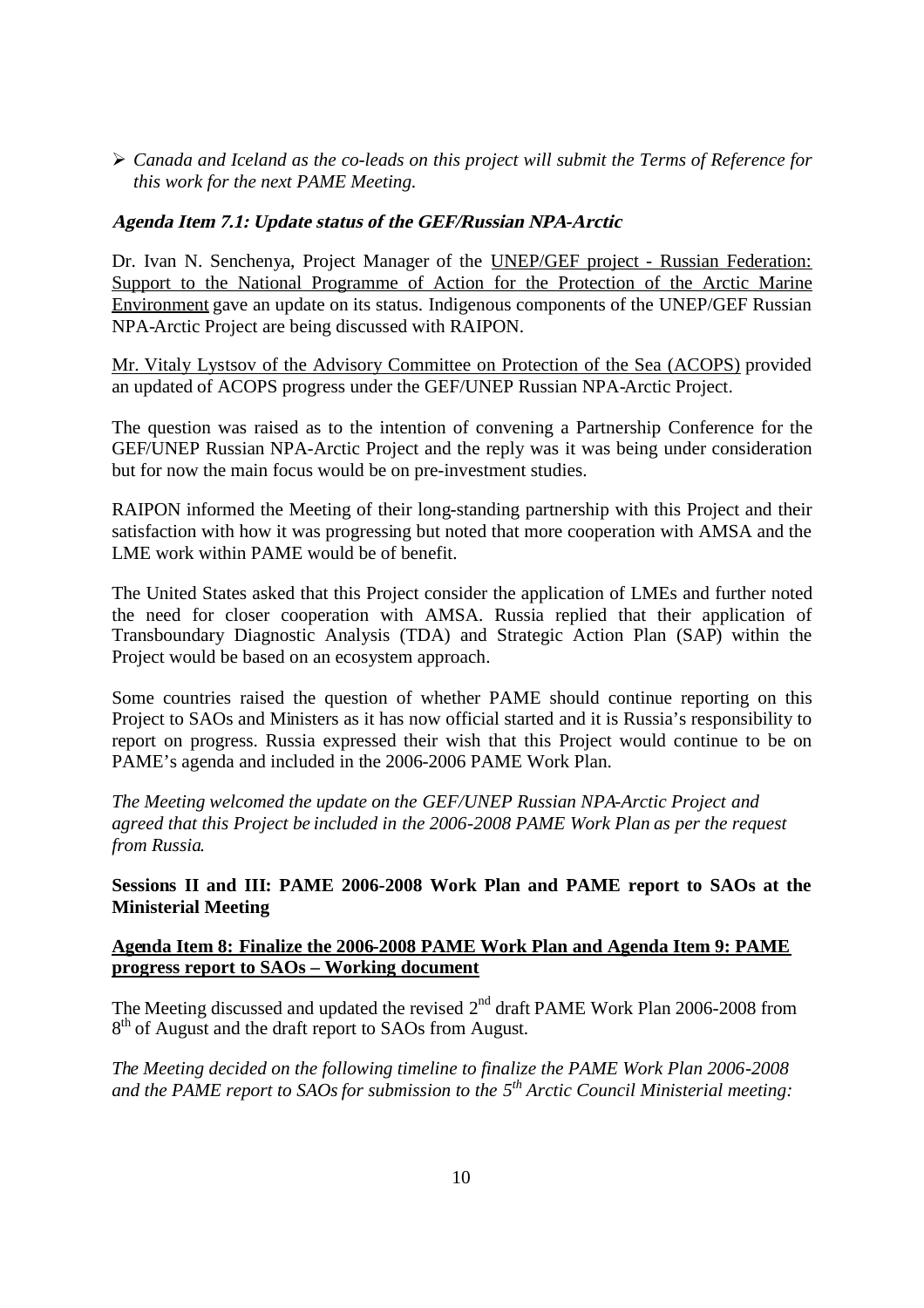- *Canada and Iceland as the co-leads on this project will submit the Terms of Reference for this work for the next PAME Meeting.*

### *Agenda Item 7.1: Update status of the GEF/Russian NPA-Arctic*

Dr. Ivan N. Senchenya, Project Manager of the UNEP/GEF project - Russian Federation: Support to the National Programme of Action for the Protection of the Arctic Marine Environment gave an update on its status. Indigenous components of the UNEP/GEF Russian NPA-Arctic Project are being discussed with RAIPON.

Mr. Vitaly Lystsov of the Advisory Committee on Protection of the Sea (ACOPS) provided an updated of ACOPS progress under the GEF/UNEP Russian NPA-Arctic Project.

The question was raised as to the intention of convening a Partnership Conference for the GEF/UNEP Russian NPA-Arctic Project and the reply was it was being under consideration but for now the main focus would be on pre-investment studies.

RAIPON informed the Meeting of their long-standing partnership with this Project and their satisfaction with how it was progressing but noted that more cooperation with AMSA and the LME work within PAME would be of benefit.

The United States asked that this Project consider the application of LMEs and further noted the need for closer cooperation with AMSA. Russia replied that their application of Transboundary Diagnostic Analysis (TDA) and Strategic Action Plan (SAP) within the Project would be based on an ecosystem approach.

Some countries raised the question of whether PAME should continue reporting on this Project to SAOs and Ministers as it has now official started and it is Russia's responsibility to report on progress. Russia expressed their wish that this Project would continue to be on PAME's agenda and included in the 2006-2006 PAME Work Plan.

*The Meeting welcomed the update on the GEF/UNEP Russian NPA-Arctic Project and agreed that this Project be included in the 2006-2008 PAME Work Plan as per the request from Russia.*

**Sessions II and III: PAME 2006-2008 Work Plan and PAME report to SAOs at the Ministerial Meeting**

**Agenda Item 8: Finalize the 2006-2008 PAME Work Plan and Agenda Item 9: PAME progress report to SAOs – Working document**

The Meeting discussed and updated the revised 2nd draft PAME Work Plan 2006-2008 from 8th of August and the draft report to SAOs from August.

*The Meeting decided on the following timeline to finalize the PAME Work Plan 2006-2008 and the PAME report to SAOs for submission to the 5th Arctic Council Ministerial meeting:*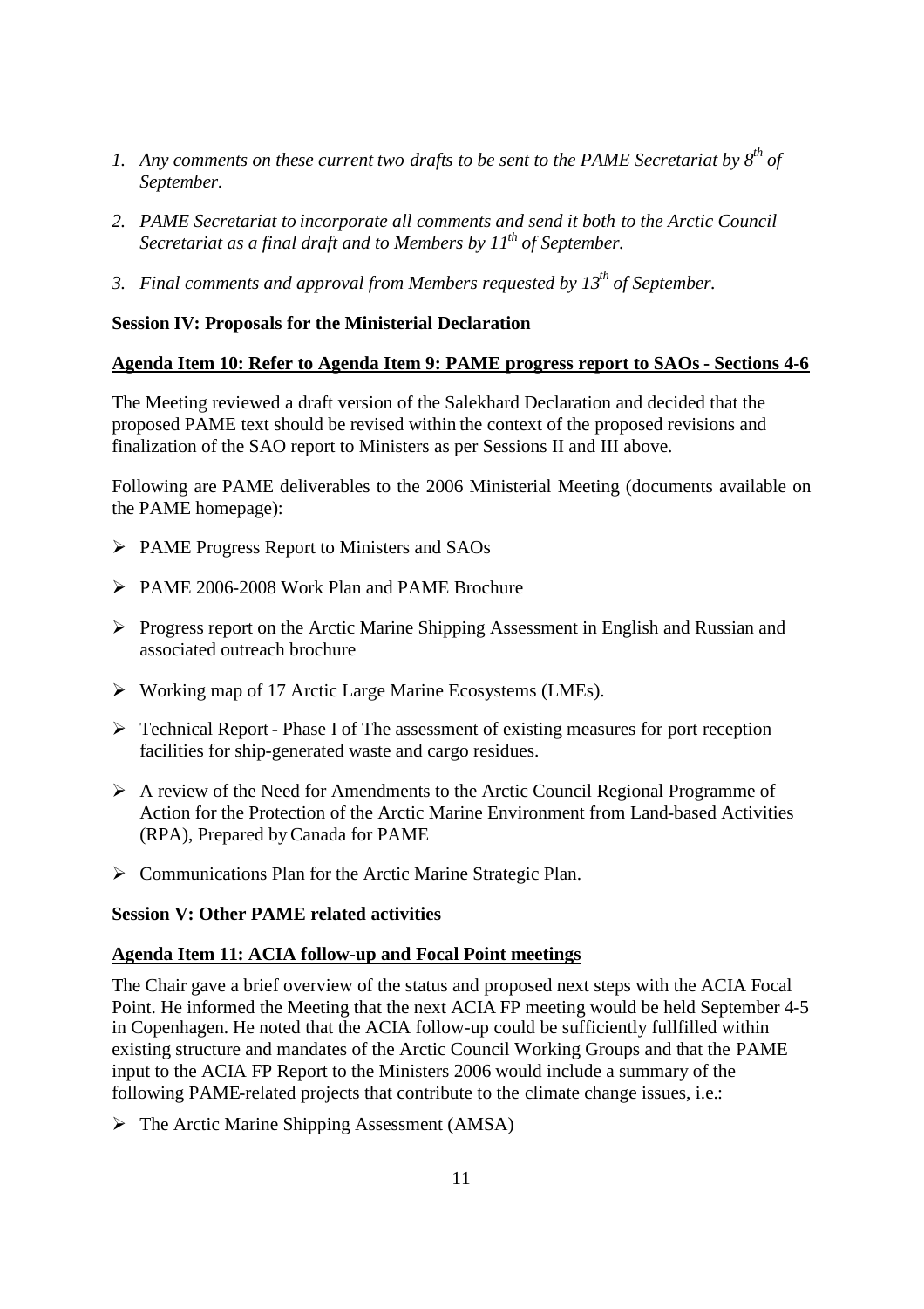1. *Any comments on these current two drafts to be sent to the PAME Secretariat by 8th of September.*

2. *PAME Secretariat to incorporate all comments and send it both to the Arctic Council Secretariat as a final draft and to Members by 11th of September.*

3. *Final comments and approval from Members requested by 13th of September.*

**Session IV: Proposals for the Ministerial Declaration**

**Agenda Item 10: Refer to Agenda Item 9: PAME progress report to SAOs - Sections 4-6**

The Meeting reviewed a draft version of the Salekhard Declaration and decided that the proposed PAME text should be revised within the context of the proposed revisions and finalization of the SAO report to Ministers as per Sessions II and III above.

Following are PAME deliverables to the 2006 Ministerial Meeting (documents available on the PAME homepage):

- PAME Progress Report to Ministers and SAOs
- PAME 2006-2008 Work Plan and PAME Brochure
- Progress report on the Arctic Marine Shipping Assessment in English and Russian and associated outreach brochure
- Working map of 17 Arctic Large Marine Ecosystems (LMEs).
- Technical Report - Phase I of The assessment of existing measures for port reception facilities for ship-generated waste and cargo residues.
- A review of the Need for Amendments to the Arctic Council Regional Programme of Action for the Protection of the Arctic Marine Environment from Land-based Activities (RPA), Prepared by Canada for PAME
- Communications Plan for the Arctic Marine Strategic Plan.

**Session V: Other PAME related activities**

**Agenda Item 11: ACIA follow-up and Focal Point meetings**

The Chair gave a brief overview of the status and proposed next steps with the ACIA Focal Point. He informed the Meeting that the next ACIA FP meeting would be held September 4-5 in Copenhagen. He noted that the ACIA follow-up could be sufficiently fullfilled within existing structure and mandates of the Arctic Council Working Groups and that the PAME input to the ACIA FP Report to the Ministers 2006 would include a summary of the following PAME-related projects that contribute to the climate change issues, i.e.:

- The Arctic Marine Shipping Assessment (AMSA)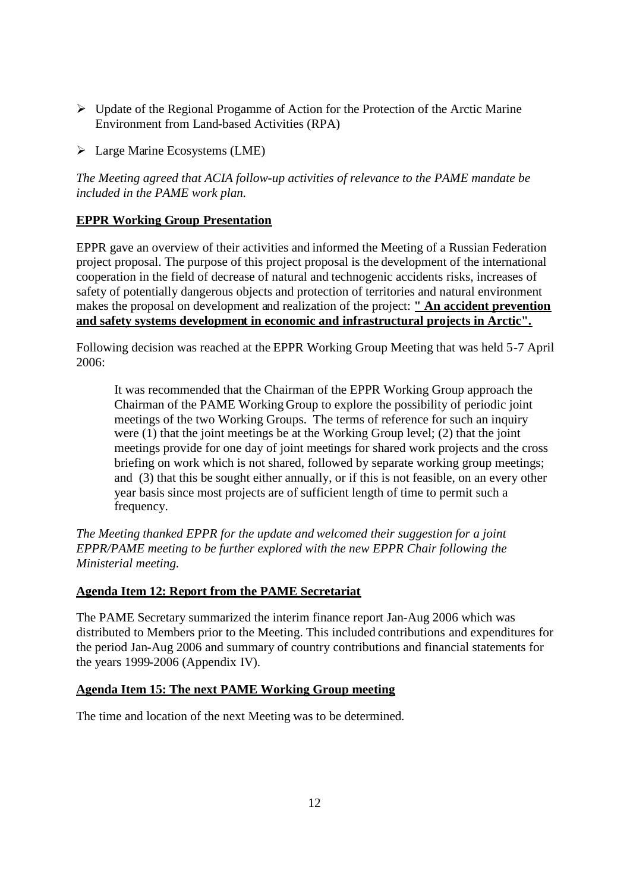- Update of the Regional Progamme of Action for the Protection of the Arctic Marine Environment from Land-based Activities (RPA)
- Large Marine Ecosystems (LME)

*The Meeting agreed that ACIA follow-up activities of relevance to the PAME mandate be included in the PAME work plan.*

**EPPR Working Group Presentation**

EPPR gave an overview of their activities and informed the Meeting of a Russian Federation project proposal. The purpose of this project proposal is the development of the international cooperation in the field of decrease of natural and technogenic accidents risks, increases of safety of potentially dangerous objects and protection of territories and natural environment makes the proposal on development and realization of the project: **" An accident prevention and safety systems development in economic and infrastructural projects in Arctic".**

Following decision was reached at the EPPR Working Group Meeting that was held 5-7 April 2006:

> It was recommended that the Chairman of the EPPR Working Group approach the Chairman of the PAME Working Group to explore the possibility of periodic joint meetings of the two Working Groups. The terms of reference for such an inquiry were (1) that the joint meetings be at the Working Group level; (2) that the joint meetings provide for one day of joint meetings for shared work projects and the cross briefing on work which is not shared, followed by separate working group meetings; and (3) that this be sought either annually, or if this is not feasible, on an every other year basis since most projects are of sufficient length of time to permit such a frequency.

*The Meeting thanked EPPR for the update and welcomed their suggestion for a joint EPPR/PAME meeting to be further explored with the new EPPR Chair following the Ministerial meeting.*

**Agenda Item 12: Report from the PAME Secretariat**

The PAME Secretary summarized the interim finance report Jan-Aug 2006 which was distributed to Members prior to the Meeting. This included contributions and expenditures for the period Jan-Aug 2006 and summary of country contributions and financial statements for the years 1999-2006 (Appendix IV).

**Agenda Item 15: The next PAME Working Group meeting**

The time and location of the next Meeting was to be determined.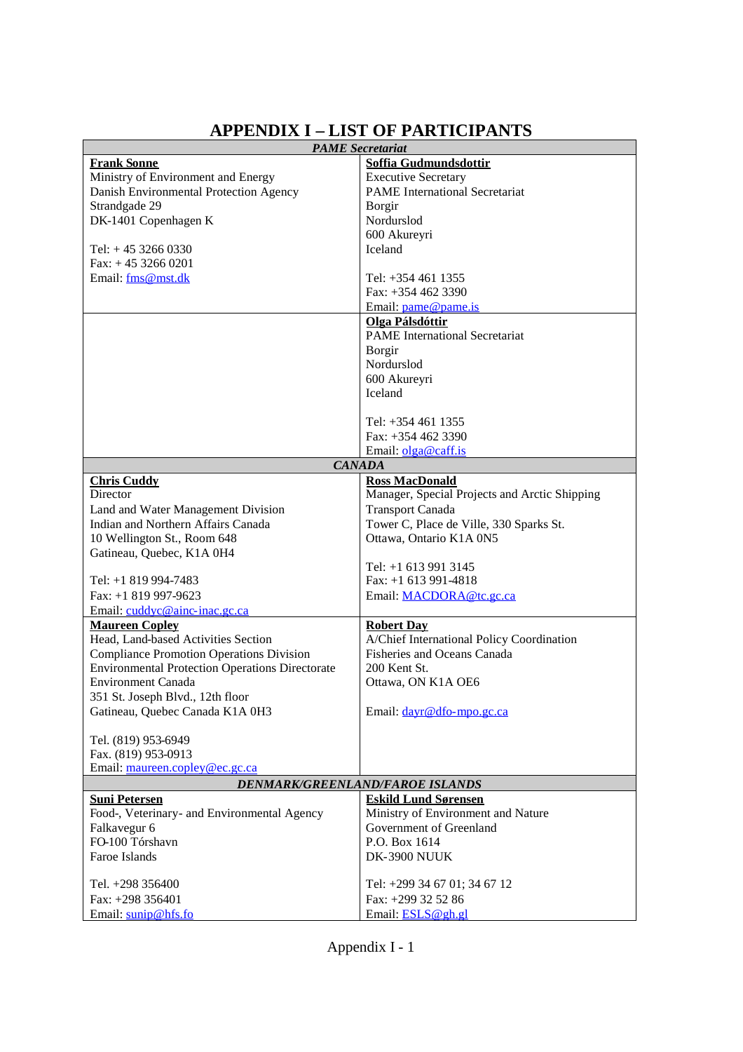# APPENDIX I – LIST OF PARTICIPANTS

| *PAME Secretariat* | |
|---|---|
| **Frank Sonne**<br>Ministry of Environment and Energy<br>Danish Environmental Protection Agency<br>Strandgade 29<br>DK-1401 Copenhagen K<br><br>Tel: + 45 3266 0330<br>Fax: + 45 3266 0201<br>Email: fms@mst.dk | **Soffia Gudmundsdottir**<br>Executive Secretary<br>PAME International Secretariat<br>Borgir<br>Nordurslod<br>600 Akureyri<br>Iceland<br><br>Tel: +354 461 1355<br>Fax: +354 462 3390<br>Email: pame@pame.is |
| | **Olga Pálsdóttir**<br>PAME International Secretariat<br>Borgir<br>Nordurslod<br>600 Akureyri<br>Iceland<br><br>Tel: +354 461 1355<br>Fax: +354 462 3390<br>Email: olga@caff.is |
| ***CANADA*** | |
| **Chris Cuddy**<br>Director<br>Land and Water Management Division<br>Indian and Northern Affairs Canada<br>10 Wellington St., Room 648<br>Gatineau, Quebec, K1A 0H4<br><br>Tel: +1 819 994-7483<br>Fax: +1 819 997-9623<br>Email: cuddyc@ainc-inac.gc.ca | **Ross MacDonald**<br>Manager, Special Projects and Arctic Shipping<br>Transport Canada<br>Tower C, Place de Ville, 330 Sparks St.<br>Ottawa, Ontario K1A 0N5<br><br>Tel: +1 613 991 3145<br>Fax: +1 613 991-4818<br>Email: MACDORA@tc.gc.ca |
| **Maureen Copley**<br>Head, Land-based Activities Section<br>Compliance Promotion Operations Division<br>Environmental Protection Operations Directorate<br>Environment Canada<br>351 St. Joseph Blvd., 12th floor<br>Gatineau, Quebec Canada K1A 0H3<br><br>Tel. (819) 953-6949<br>Fax. (819) 953-0913<br>Email: maureen.copley@ec.gc.ca | **Robert Day**<br>A/Chief International Policy Coordination<br>Fisheries and Oceans Canada<br>200 Kent St.<br>Ottawa, ON K1A OE6<br><br>Email: dayr@dfo-mpo.gc.ca |
| ***DENMARK/GREENLAND/FAROE ISLANDS*** | |
| **Suni Petersen**<br>Food-, Veterinary- and Environmental Agency<br>Falkavegur 6<br>FO-100 Tórshavn<br>Faroe Islands<br><br>Tel. +298 356400<br>Fax: +298 356401<br>Email: sunip@hfs.fo | **Eskild Lund Sørensen**<br>Ministry of Environment and Nature<br>Government of Greenland<br>P.O. Box 1614<br>DK-3900 NUUK<br><br>Tel: +299 34 67 01; 34 67 12<br>Fax: +299 32 52 86<br>Email: ESLS@gh.gl |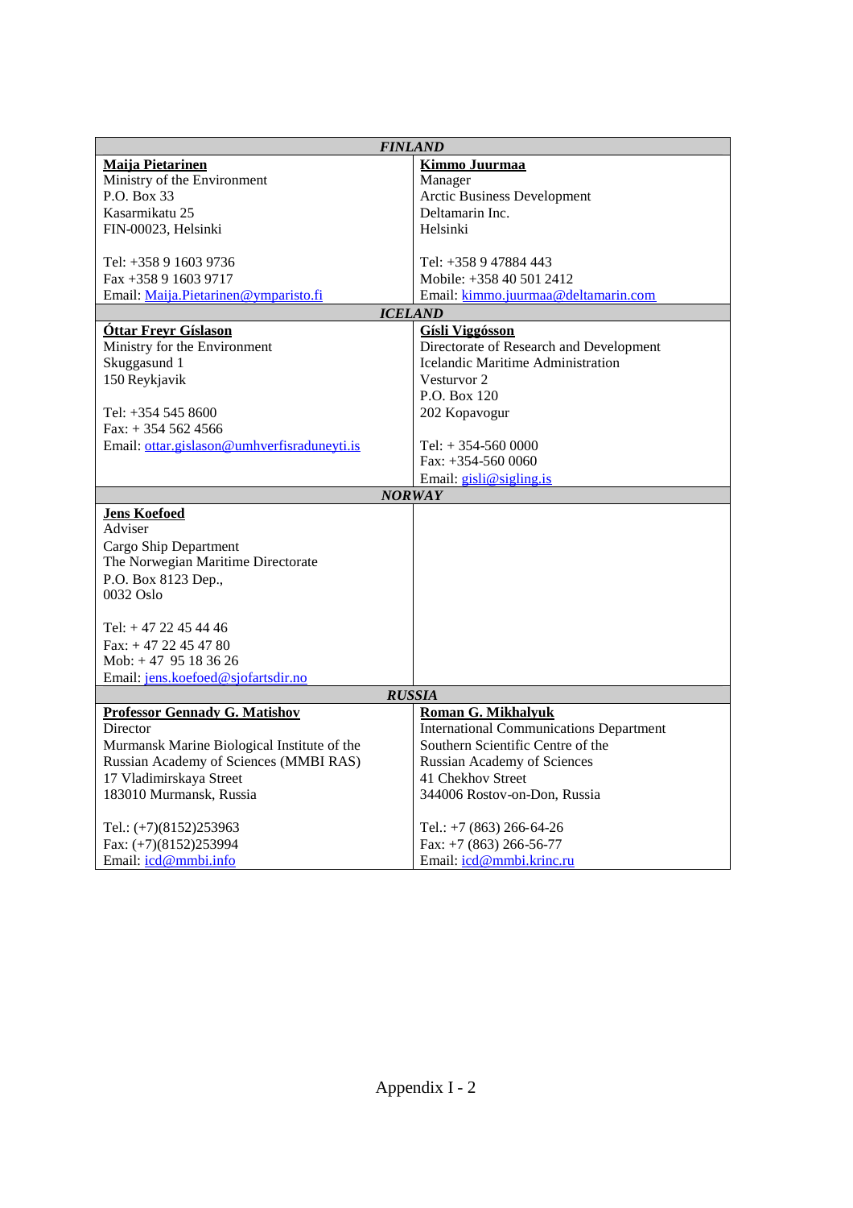| FINLAND | |
|---|---|
| **Maija Pietarinen**<br>Ministry of the Environment<br>P.O. Box 33<br>Kasarmikatu 25<br>FIN-00023, Helsinki<br><br>Tel: +358 9 1603 9736<br>Fax +358 9 1603 9717<br>Email: Maija.Pietarinen@ymparisto.fi | **Kimmo Juurmaa**<br>Manager<br>Arctic Business Development<br>Deltamarin Inc.<br>Helsinki<br><br>Tel: +358 9 47884 443<br>Mobile: +358 40 501 2412<br>Email: kimmo.juurmaa@deltamarin.com |
| **ICELAND** | |
| **Óttar Freyr Gíslason**<br>Ministry for the Environment<br>Skuggasund 1<br>150 Reykjavik<br><br>Tel: +354 545 8600<br>Fax: + 354 562 4566<br>Email: ottar.gislason@umhverfisraduneyti.is | **Gísli Viggósson**<br>Directorate of Research and Development<br>Icelandic Maritime Administration<br>Vesturvor 2<br>P.O. Box 120<br>202 Kopavogur<br><br>Tel: + 354-560 0000<br>Fax: +354-560 0060<br>Email: gisli@sigling.is |
| **NORWAY** | |
| **Jens Koefoed**<br>Adviser<br>Cargo Ship Department<br>The Norwegian Maritime Directorate<br>P.O. Box 8123 Dep.,<br>0032 Oslo<br><br>Tel: + 47 22 45 44 46<br>Fax: + 47 22 45 47 80<br>Mob: + 47 95 18 36 26<br>Email: jens.koefoed@sjofartsdir.no | |
| **RUSSIA** | |
| **Professor Gennady G. Matishov**<br>Director<br>Murmansk Marine Biological Institute of the Russian Academy of Sciences (MMBI RAS)<br>17 Vladimirskaya Street<br>183010 Murmansk, Russia<br><br>Tel.: (+7)(8152)253963<br>Fax: (+7)(8152)253994<br>Email: icd@mmbi.info | **Roman G. Mikhalyuk**<br>International Communications Department<br>Southern Scientific Centre of the Russian Academy of Sciences<br>41 Chekhov Street<br>344006 Rostov-on-Don, Russia<br><br>Tel.: +7 (863) 266-64-26<br>Fax: +7 (863) 266-56-77<br>Email: icd@mmbi.krinc.ru |

Appendix I - 2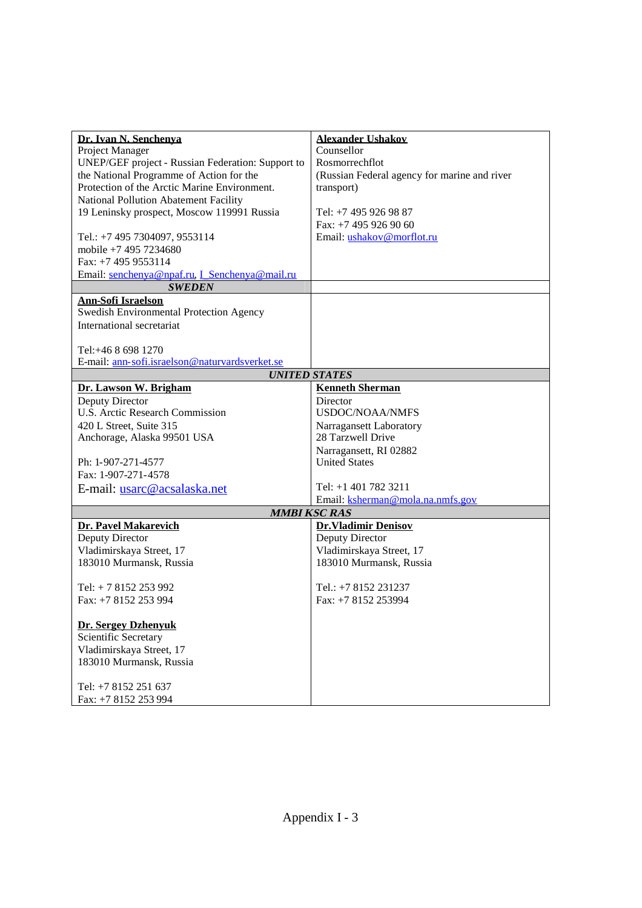| | |
|---|---|
| **Dr. Ivan N. Senchenya**<br>Project Manager<br>UNEP/GEF project - Russian Federation: Support to the National Programme of Action for the Protection of the Arctic Marine Environment.<br>National Pollution Abatement Facility<br>19 Leninsky prospect, Moscow 119991 Russia<br><br>Tel.: +7 495 7304097, 9553114<br>mobile +7 495 7234680<br>Fax: +7 495 9553114<br>Email: senchenya@npaf.ru, I_Senchenya@mail.ru | **Alexander Ushakov**<br>Counsellor<br>Rosmorrechflot<br>(Russian Federal agency for marine and river transport)<br><br>Tel: +7 495 926 98 87<br>Fax: +7 495 926 90 60<br>Email: ushakov@morflot.ru |
| ***SWEDEN*** | |
| **Ann-Sofi Israelson**<br>Swedish Environmental Protection Agency<br>International secretariat<br><br>Tel:+46 8 698 1270<br>E-mail: ann-sofi.israelson@naturvardsverket.se | |
| ***UNITED STATES*** | |
| **Dr. Lawson W. Brigham**<br>Deputy Director<br>U.S. Arctic Research Commission<br>420 L Street, Suite 315<br>Anchorage, Alaska 99501 USA<br><br>Ph: 1-907-271-4577<br>Fax: 1-907-271-4578<br>E-mail: usarc@acsalaska.net | **Kenneth Sherman**<br>Director<br>USDOC/NOAA/NMFS<br>Narragansett Laboratory<br>28 Tarzwell Drive<br>Narragansett, RI 02882<br>United States<br><br>Tel: +1 401 782 3211<br>Email: ksherman@mola.na.nmfs.gov |
| ***MMBI KSC RAS*** | |
| **Dr. Pavel Makarevich**<br>Deputy Director<br>Vladimirskaya Street, 17<br>183010 Murmansk, Russia<br><br>Tel: + 7 8152 253 992<br>Fax: +7 8152 253 994<br><br>**Dr. Sergey Dzhenyuk**<br>Scientific Secretary<br>Vladimirskaya Street, 17<br>183010 Murmansk, Russia<br><br>Tel: +7 8152 251 637<br>Fax: +7 8152 253 994 | **Dr.Vladimir Denisov**<br>Deputy Director<br>Vladimirskaya Street, 17<br>183010 Murmansk, Russia<br><br>Tel.: +7 8152 231237<br>Fax: +7 8152 253994 |

Appendix I - 3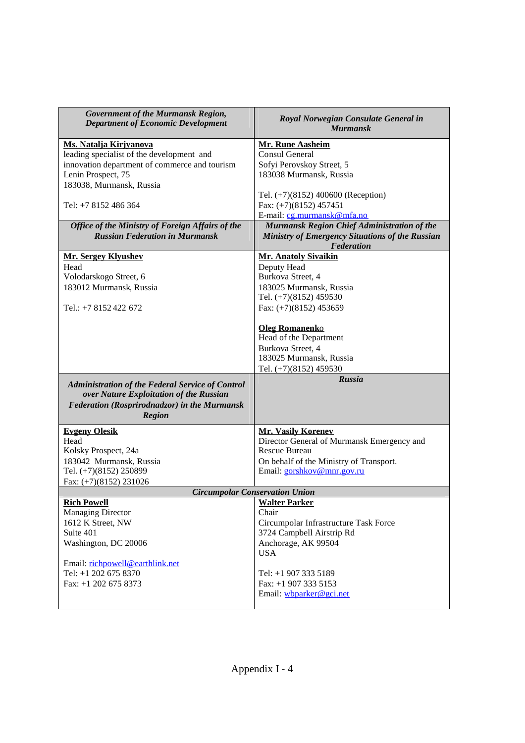| *Government of the Murmansk Region, Department of Economic Development* | *Royal Norwegian Consulate General in Murmansk* |
|---|---|
| **Ms. Natalja Kirjyanova**<br>leading specialist of the development and innovation department of commerce and tourism<br>Lenin Prospect, 75<br>183038, Murmansk, Russia<br><br>Tel: +7 8152 486 364 | **Mr. Rune Aasheim**<br>Consul General<br>Sofyi Perovskoy Street, 5<br>183038 Murmansk, Russia<br><br>Tel. (+7)(8152) 400600 (Reception)<br>Fax: (+7)(8152) 457451<br>E-mail: cg.murmansk@mfa.no |
| *Office of the Ministry of Foreign Affairs of the Russian Federation in Murmansk* | *Murmansk Region Chief Administration of the Ministry of Emergency Situations of the Russian Federation* |
| **Mr. Sergey Klyushev**<br>Head<br>Volodarskogo Street, 6<br>183012 Murmansk, Russia<br><br>Tel.: +7 8152 422 672 | **Mr. Anatoly Sivaikin**<br>Deputy Head<br>Burkova Street, 4<br>183025 Murmansk, Russia<br>Tel. (+7)(8152) 459530<br>Fax: (+7)(8152) 453659<br><br>**Oleg Romanenko**<br>Head of the Department<br>Burkova Street, 4<br>183025 Murmansk, Russia<br>Tel. (+7)(8152) 459530 |
| *Administration of the Federal Service of Control over Nature Exploitation of the Russian Federation (Rosprirodnadzor) in the Murmansk Region* | *Russia* |
| **Evgeny Olesik**<br>Head<br>Kolsky Prospect, 24a<br>183042 Murmansk, Russia<br>Tel. (+7)(8152) 250899<br>Fax: (+7)(8152) 231026 | **Mr. Vasily Korenev**<br>Director General of Murmansk Emergency and Rescue Bureau<br>On behalf of the Ministry of Transport.<br>Email: gorshkov@mnr.gov.ru |
| *Circumpolar Conservation Union* | |
| **Rich Powell**<br>Managing Director<br>1612 K Street, NW<br>Suite 401<br>Washington, DC 20006<br><br>Email: richpowell@earthlink.net<br>Tel: +1 202 675 8370<br>Fax: +1 202 675 8373 | **Walter Parker**<br>Chair<br>Circumpolar Infrastructure Task Force<br>3724 Campbell Airstrip Rd<br>Anchorage, AK 99504<br>USA<br><br>Tel: +1 907 333 5189<br>Fax: +1 907 333 5153<br>Email: wbparker@gci.net |

Appendix I - 4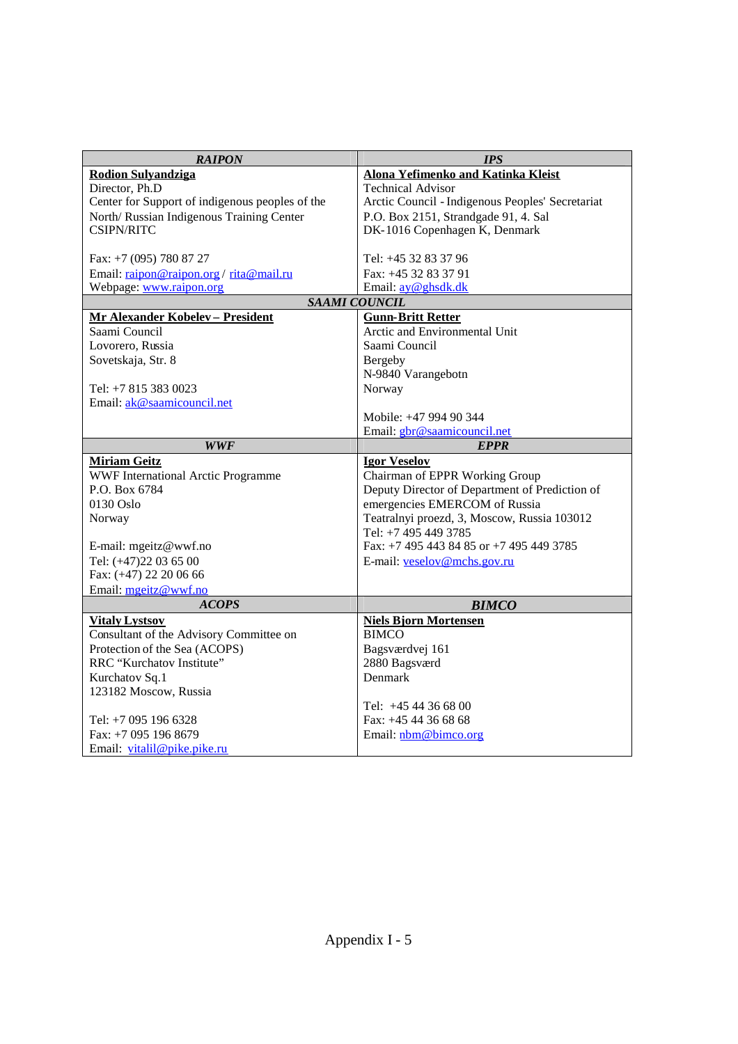| *RAIPON* | *IPS* |
|---|---|
| **Rodion Sulyandziga**<br>Director, Ph.D<br>Center for Support of indigenous peoples of the North/ Russian Indigenous Training Center CSIPN/RITC<br><br>Fax: +7 (095) 780 87 27<br>Email: raipon@raipon.org / rita@mail.ru<br>Webpage: www.raipon.org | **Alona Yefimenko and Katinka Kleist**<br>Technical Advisor<br>Arctic Council - Indigenous Peoples' Secretariat<br>P.O. Box 2151, Strandgade 91, 4. Sal<br>DK-1016 Copenhagen K, Denmark<br><br>Tel: +45 32 83 37 96<br>Fax: +45 32 83 37 91<br>Email: ay@ghsdk.dk |
| ***SAAMI COUNCIL*** | |
| **Mr Alexander Kobelev – President**<br>Saami Council<br>Lovorero, Russia<br>Sovetskaja, Str. 8<br><br>Tel: +7 815 383 0023<br>Email: ak@saamicouncil.net | **Gunn-Britt Retter**<br>Arctic and Environmental Unit<br>Saami Council<br>Bergeby<br>N-9840 Varangebotn<br>Norway<br><br>Mobile: +47 994 90 344<br>Email: gbr@saamicouncil.net |
| ***WWF*** | ***EPPR*** |
| **Miriam Geitz**<br>WWF International Arctic Programme<br>P.O. Box 6784<br>0130 Oslo<br>Norway<br><br>E-mail: mgeitz@wwf.no<br>Tel: (+47)22 03 65 00<br>Fax: (+47) 22 20 06 66<br>Email: mgeitz@wwf.no | **Igor Veselov**<br>Chairman of EPPR Working Group<br>Deputy Director of Department of Prediction of emergencies EMERCOM of Russia<br>Teatralnyi proezd, 3, Moscow, Russia 103012<br>Tel: +7 495 449 3785<br>Fax: +7 495 443 84 85 or +7 495 449 3785<br>E-mail: veselov@mchs.gov.ru |
| ***ACOPS*** | ***BIMCO*** |
| **Vitaly Lystsov**<br>Consultant of the Advisory Committee on Protection of the Sea (ACOPS)<br>RRC "Kurchatov Institute"<br>Kurchatov Sq.1<br>123182 Moscow, Russia<br><br>Tel: +7 095 196 6328<br>Fax: +7 095 196 8679<br>Email: vitalil@pike.pike.ru | **Niels Bjorn Mortensen**<br>BIMCO<br>Bagsværdvej 161<br>2880 Bagsværd<br>Denmark<br><br>Tel: +45 44 36 68 00<br>Fax: +45 44 36 68 68<br>Email: nbm@bimco.org |

Appendix I - 5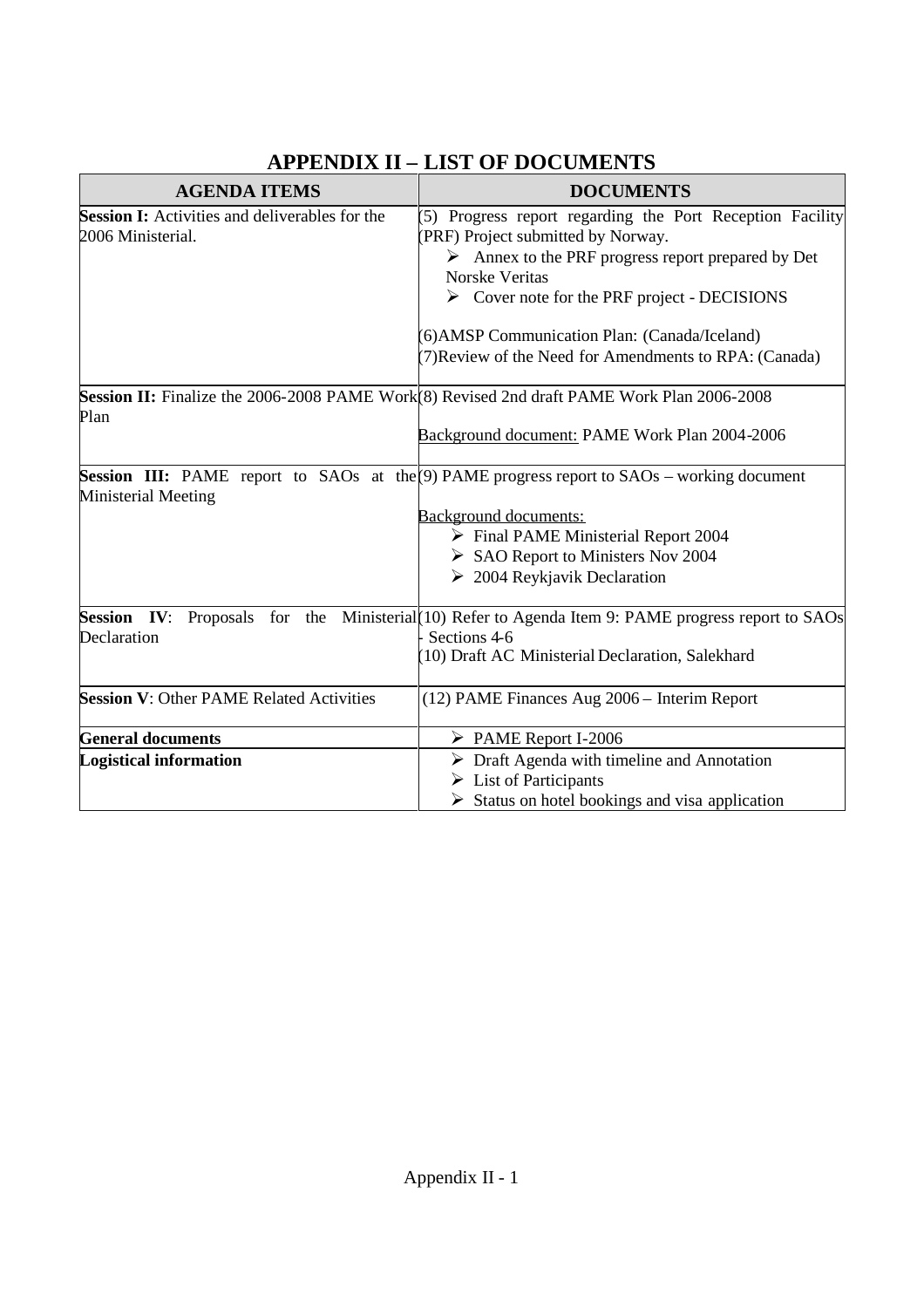# APPENDIX II – LIST OF DOCUMENTS

| AGENDA ITEMS | DOCUMENTS |
|---|---|
| **Session I:** Activities and deliverables for the 2006 Ministerial. | (5) Progress report regarding the Port Reception Facility (PRF) Project submitted by Norway.<br>➢ Annex to the PRF progress report prepared by Det Norske Veritas<br>➢ Cover note for the PRF project - DECISIONS<br><br>(6)AMSP Communication Plan: (Canada/Iceland)<br>(7)Review of the Need for Amendments to RPA: (Canada) |
| **Session II:** Finalize the 2006-2008 PAME Work Plan | (8) Revised 2nd draft PAME Work Plan 2006-2008<br><br><u>Background document:</u> PAME Work Plan 2004-2006 |
| **Session III:** PAME report to SAOs at the Ministerial Meeting | (9) PAME progress report to SAOs – working document<br><br><u>Background documents:</u><br>➢ Final PAME Ministerial Report 2004<br>➢ SAO Report to Ministers Nov 2004<br>➢ 2004 Reykjavik Declaration |
| **Session IV**: Proposals for the Ministerial Declaration | (10) Refer to Agenda Item 9: PAME progress report to SAOs - Sections 4-6<br>(10) Draft AC Ministerial Declaration, Salekhard |
| **Session V**: Other PAME Related Activities | (12) PAME Finances Aug 2006 – Interim Report |
| **General documents** | ➢ PAME Report I-2006 |
| **Logistical information** | ➢ Draft Agenda with timeline and Annotation<br>➢ List of Participants<br>➢ Status on hotel bookings and visa application |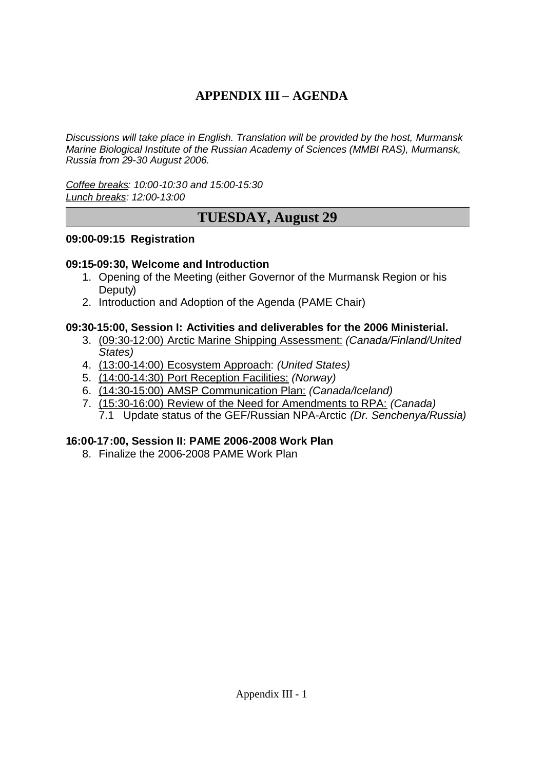# APPENDIX III – AGENDA

*Discussions will take place in English. Translation will be provided by the host, Murmansk Marine Biological Institute of the Russian Academy of Sciences (MMBI RAS), Murmansk, Russia from 29-30 August 2006.*

*<u>Coffee breaks</u>: 10:00-10:30 and 15:00-15:30*
*<u>Lunch breaks</u>: 12:00-13:00*

## TUESDAY, August 29

**09:00-09:15 Registration**

**09:15-09:30, Welcome and Introduction**

1. Opening of the Meeting (either Governor of the Murmansk Region or his Deputy)
2. Introduction and Adoption of the Agenda (PAME Chair)

**09:30-15:00, Session I: Activities and deliverables for the 2006 Ministerial.**

3. <u>(09:30-12:00) Arctic Marine Shipping Assessment:</u> *(Canada/Finland/United States)*
4. <u>(13:00-14:00) Ecosystem Approach</u>: *(United States)*
5. <u>(14:00-14:30) Port Reception Facilities:</u> *(Norway)*
6. <u>(14:30-15:00) AMSP Communication Plan:</u> *(Canada/Iceland)*
7. <u>(15:30-16:00) Review of the Need for Amendments to RPA:</u> *(Canada)*
   7.1 Update status of the GEF/Russian NPA-Arctic *(Dr. Senchenya/Russia)*

**16:00-17:00, Session II: PAME 2006-2008 Work Plan**

8. Finalize the 2006-2008 PAME Work Plan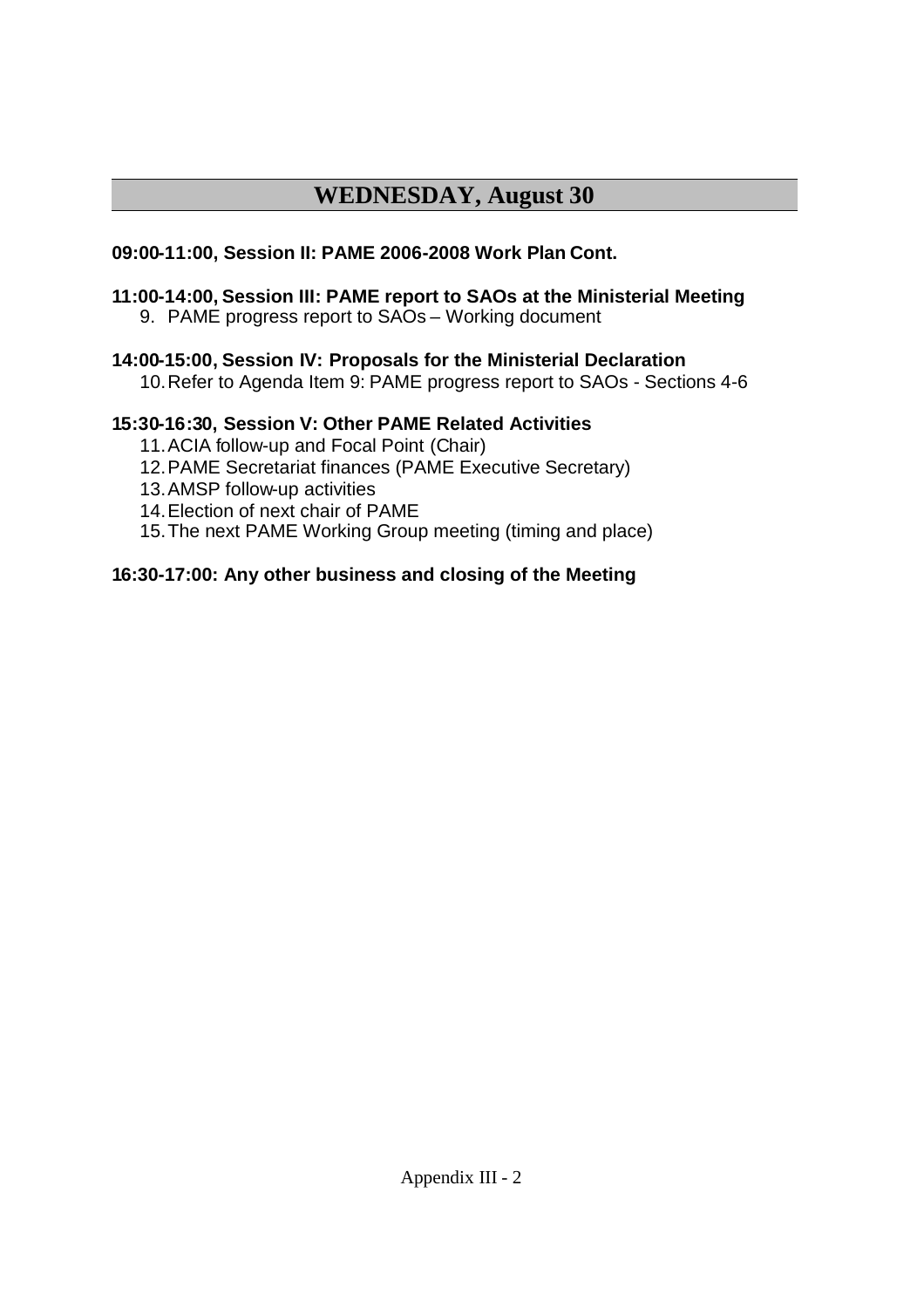## WEDNESDAY, August 30

**09:00-11:00, Session II: PAME 2006-2008 Work Plan Cont.**

**11:00-14:00, Session III: PAME report to SAOs at the Ministerial Meeting**

9. PAME progress report to SAOs – Working document

**14:00-15:00, Session IV: Proposals for the Ministerial Declaration**

10. Refer to Agenda Item 9: PAME progress report to SAOs - Sections 4-6

**15:30-16:30, Session V: Other PAME Related Activities**

11. ACIA follow-up and Focal Point (Chair)
12. PAME Secretariat finances (PAME Executive Secretary)
13. AMSP follow-up activities
14. Election of next chair of PAME
15. The next PAME Working Group meeting (timing and place)

**16:30-17:00: Any other business and closing of the Meeting**

Appendix III - 2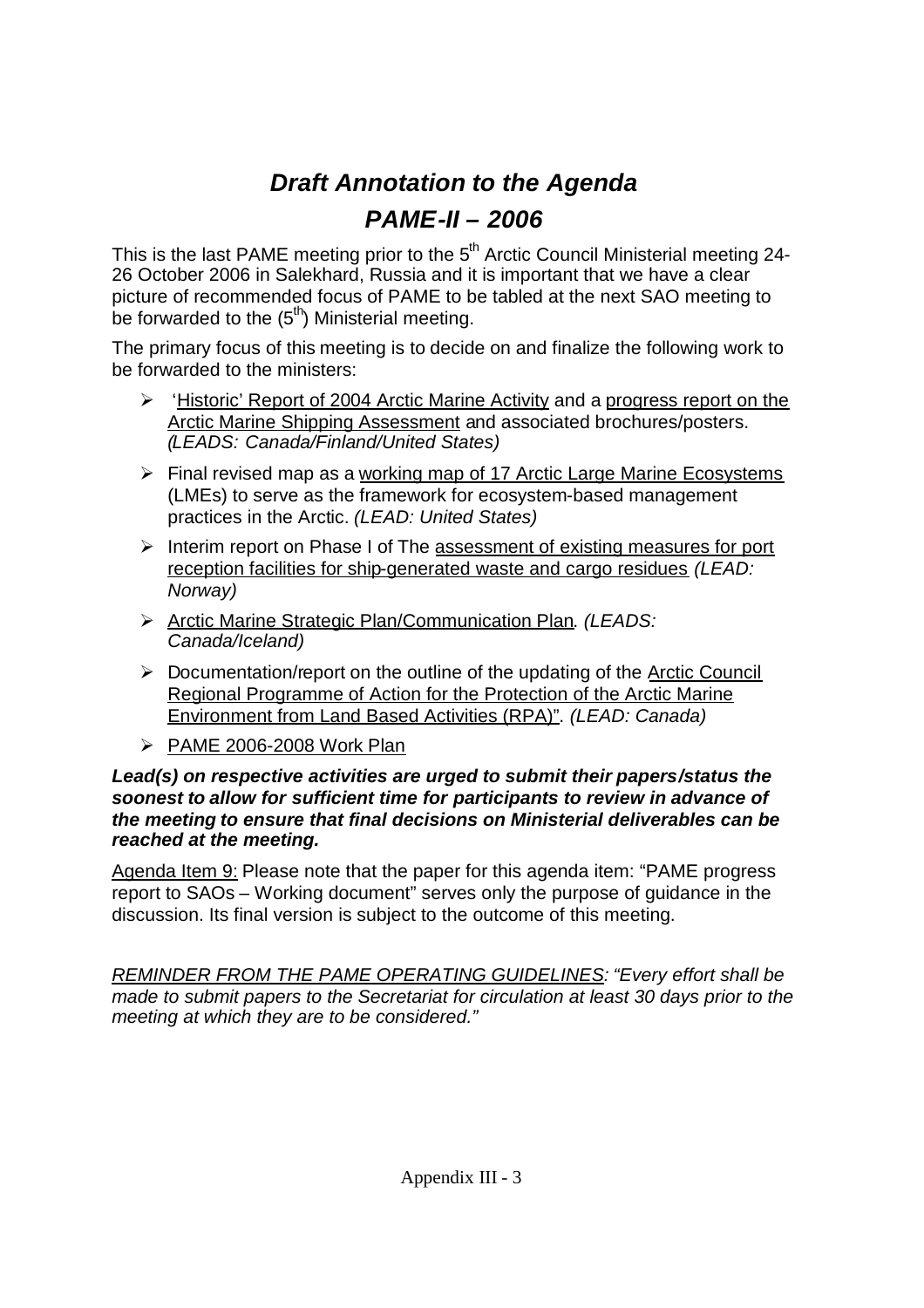# *Draft Annotation to the Agenda*

# *PAME-II – 2006*

This is the last PAME meeting prior to the 5th Arctic Council Ministerial meeting 24-26 October 2006 in Salekhard, Russia and it is important that we have a clear picture of recommended focus of PAME to be tabled at the next SAO meeting to be forwarded to the (5th) Ministerial meeting.

The primary focus of this meeting is to decide on and finalize the following work to be forwarded to the ministers:

- 'Historic' Report of 2004 Arctic Marine Activity and a progress report on the Arctic Marine Shipping Assessment and associated brochures/posters. *(LEADS: Canada/Finland/United States)*
- Final revised map as a working map of 17 Arctic Large Marine Ecosystems (LMEs) to serve as the framework for ecosystem-based management practices in the Arctic. *(LEAD: United States)*
- Interim report on Phase I of The assessment of existing measures for port reception facilities for ship-generated waste and cargo residues *(LEAD: Norway)*
- Arctic Marine Strategic Plan/Communication Plan. *(LEADS: Canada/Iceland)*
- Documentation/report on the outline of the updating of the Arctic Council Regional Programme of Action for the Protection of the Arctic Marine Environment from Land Based Activities (RPA)". *(LEAD: Canada)*
- PAME 2006-2008 Work Plan

***Lead(s) on respective activities are urged to submit their papers/status the soonest to allow for sufficient time for participants to review in advance of the meeting to ensure that final decisions on Ministerial deliverables can be reached at the meeting.***

Agenda Item 9: Please note that the paper for this agenda item: "PAME progress report to SAOs – Working document" serves only the purpose of guidance in the discussion. Its final version is subject to the outcome of this meeting.

*REMINDER FROM THE PAME OPERATING GUIDELINES: "Every effort shall be made to submit papers to the Secretariat for circulation at least 30 days prior to the meeting at which they are to be considered."*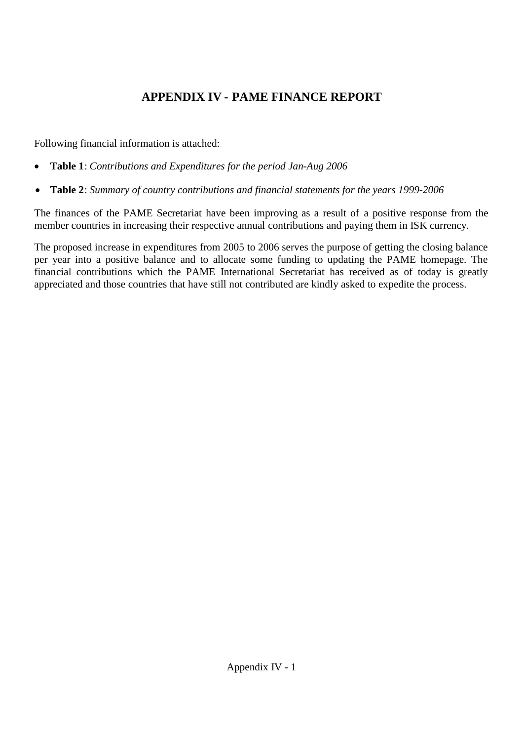# APPENDIX IV - PAME FINANCE REPORT

Following financial information is attached:

- **Table 1**: *Contributions and Expenditures for the period Jan-Aug 2006*
- **Table 2**: *Summary of country contributions and financial statements for the years 1999-2006*

The finances of the PAME Secretariat have been improving as a result of a positive response from the member countries in increasing their respective annual contributions and paying them in ISK currency.

The proposed increase in expenditures from 2005 to 2006 serves the purpose of getting the closing balance per year into a positive balance and to allocate some funding to updating the PAME homepage. The financial contributions which the PAME International Secretariat has received as of today is greatly appreciated and those countries that have still not contributed are kindly asked to expedite the process.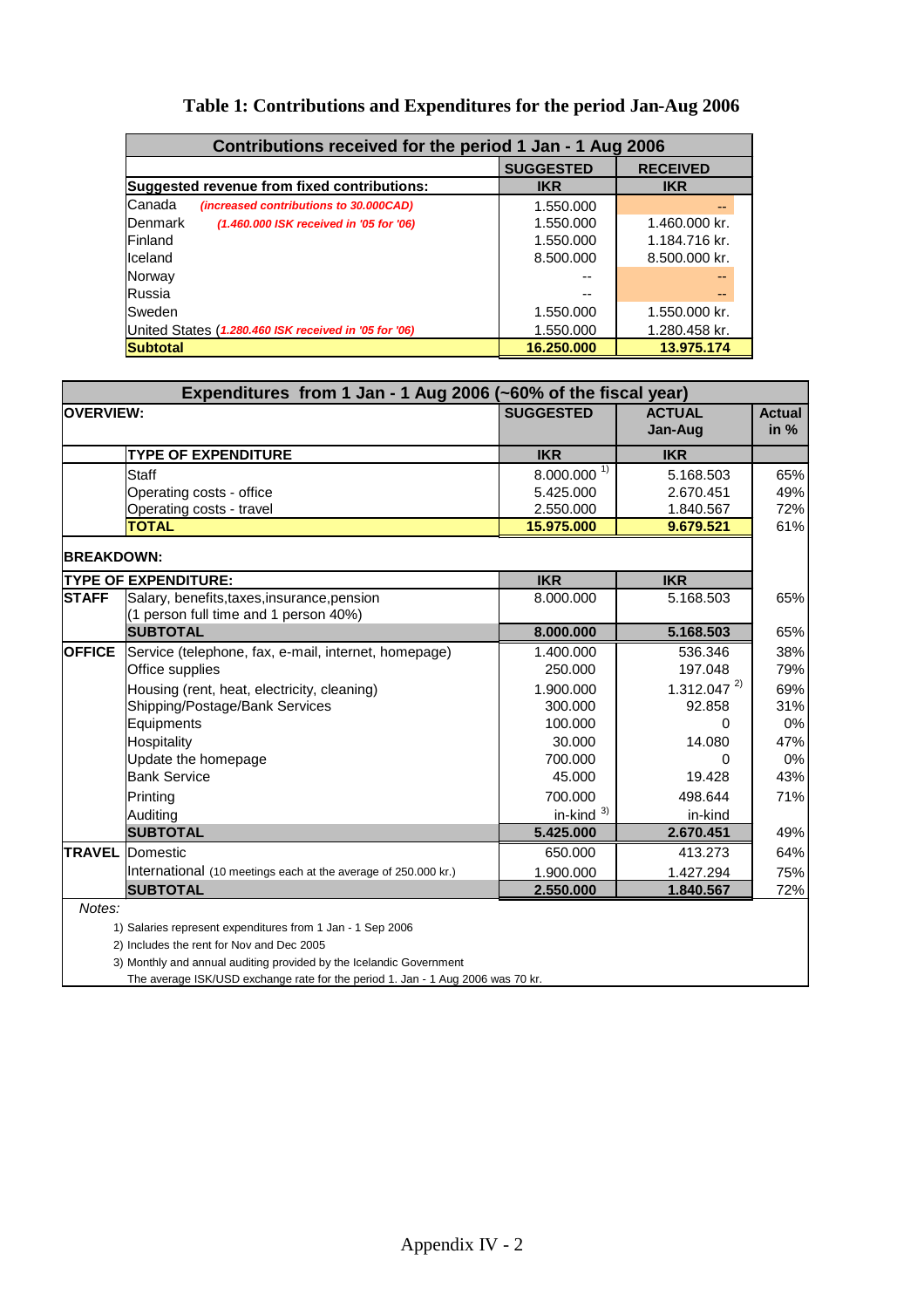# Table 1: Contributions and Expenditures for the period Jan-Aug 2006

| Contributions received for the period 1 Jan - 1 Aug 2006 | | |
|---|---|---|
| | **SUGGESTED** | **RECEIVED** |
| **Suggested revenue from fixed contributions:** | **IKR** | **IKR** |
| Canada *(increased contributions to 30.000CAD)* | 1.550.000 | -- |
| Denmark *(1.460.000 ISK received in '05 for '06)* | 1.550.000 | 1.460.000 kr. |
| Finland | 1.550.000 | 1.184.716 kr. |
| Iceland | 8.500.000 | 8.500.000 kr. |
| Norway | -- | -- |
| Russia | -- | -- |
| Sweden | 1.550.000 | 1.550.000 kr. |
| United States (*1.280.460 ISK received in '05 for '06*) | 1.550.000 | 1.280.458 kr. |
| **Subtotal** | **16.250.000** | **13.975.174** |

| Expenditures from 1 Jan - 1 Aug 2006 (~60% of the fiscal year) | | | | |
|---|---|---|---|---|
| **OVERVIEW:** | | **SUGGESTED** | **ACTUAL Jan-Aug** | **Actual in %** |
| | **TYPE OF EXPENDITURE** | **IKR** | **IKR** | |
| | Staff | 8.000.000 [1] | 5.168.503 | 65% |
| | Operating costs - office | 5.425.000 | 2.670.451 | 49% |
| | Operating costs - travel | 2.550.000 | 1.840.567 | 72% |
| | **TOTAL** | **15.975.000** | **9.679.521** | 61% |
| **BREAKDOWN:** | | | | |
| **TYPE OF EXPENDITURE:** | | **IKR** | **IKR** | |
| **STAFF** | Salary, benefits,taxes,insurance,pension (1 person full time and 1 person 40%) | 8.000.000 | 5.168.503 | 65% |
| | **SUBTOTAL** | **8.000.000** | **5.168.503** | 65% |
| **OFFICE** | Service (telephone, fax, e-mail, internet, homepage) | 1.400.000 | 536.346 | 38% |
| | Office supplies | 250.000 | 197.048 | 79% |
| | Housing (rent, heat, electricity, cleaning) | 1.900.000 | 1.312.047 [2] | 69% |
| | Shipping/Postage/Bank Services | 300.000 | 92.858 | 31% |
| | Equipments | 100.000 | 0 | 0% |
| | Hospitality | 30.000 | 14.080 | 47% |
| | Update the homepage | 700.000 | 0 | 0% |
| | Bank Service | 45.000 | 19.428 | 43% |
| | Printing | 700.000 | 498.644 | 71% |
| | Auditing | in-kind [3] | in-kind | |
| | **SUBTOTAL** | **5.425.000** | **2.670.451** | 49% |
| **TRAVEL** | Domestic | 650.000 | 413.273 | 64% |
| | International (10 meetings each at the average of 250.000 kr.) | 1.900.000 | 1.427.294 | 75% |
| | **SUBTOTAL** | **2.550.000** | **1.840.567** | 72% |

*Notes:*

1) Salaries represent expenditures from 1 Jan - 1 Sep 2006

2) Includes the rent for Nov and Dec 2005

3) Monthly and annual auditing provided by the Icelandic Government

The average ISK/USD exchange rate for the period 1. Jan - 1 Aug 2006 was 70 kr.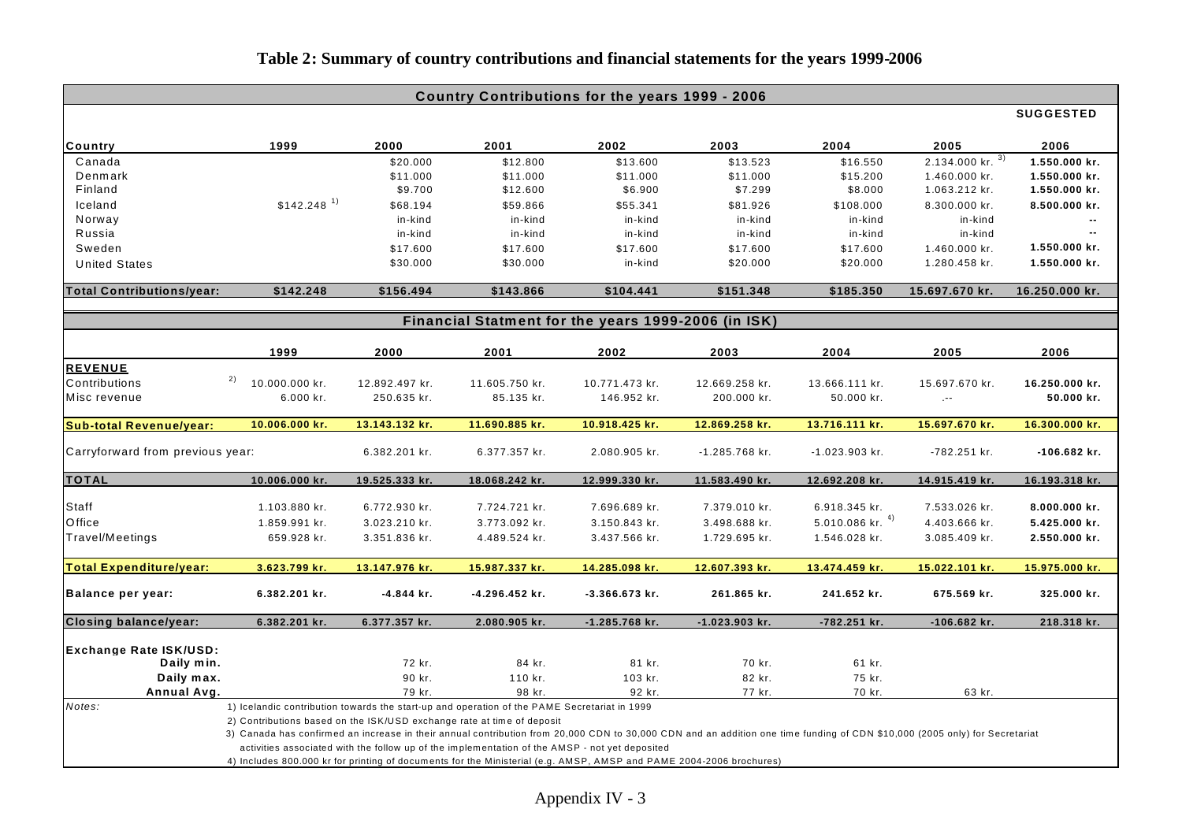# Table 2: Summary of country contributions and financial statements for the years 1999-2006

| Country Contributions for the years 1999 - 2006 | | | | | | | | |
|---|---|---|---|---|---|---|---|---|
| | | | | | | | | **SUGGESTED** |
| **Country** | **1999** | **2000** | **2001** | **2002** | **2003** | **2004** | **2005** | **2006** |
| Canada | | $20.000 | $12.800 | $13.600 | $13.523 | $16.550 | 2.134.000 kr. [3] | **1.550.000 kr.** |
| Denmark | | $11.000 | $11.000 | $11.000 | $11.000 | $15.200 | 1.460.000 kr. | **1.550.000 kr.** |
| Finland | | $9.700 | $12.600 | $6.900 | $7.299 | $8.000 | 1.063.212 kr. | **1.550.000 kr.** |
| Iceland | $142.248 [1] | $68.194 | $59.866 | $55.341 | $81.926 | $108.000 | 8.300.000 kr. | **8.500.000 kr.** |
| Norway | | in-kind | in-kind | in-kind | in-kind | in-kind | in-kind | -- |
| Russia | | in-kind | in-kind | in-kind | in-kind | in-kind | in-kind | -- |
| Sweden | | $17.600 | $17.600 | $17.600 | $17.600 | $17.600 | 1.460.000 kr. | **1.550.000 kr.** |
| United States | | $30.000 | $30.000 | in-kind | $20.000 | $20.000 | 1.280.458 kr. | **1.550.000 kr.** |
| **Total Contributions/year:** | **$142.248** | **$156.494** | **$143.866** | **$104.441** | **$151.348** | **$185.350** | **15.697.670 kr.** | **16.250.000 kr.** |

| Financial Statment for the years 1999-2006 (in ISK) | | | | | | | | |
|---|---|---|---|---|---|---|---|---|
| | **1999** | **2000** | **2001** | **2002** | **2003** | **2004** | **2005** | **2006** |
| **REVENUE** | | | | | | | | |
| Contributions [2] | 10.000.000 kr. | 12.892.497 kr. | 11.605.750 kr. | 10.771.473 kr. | 12.669.258 kr. | 13.666.111 kr. | 15.697.670 kr. | **16.250.000 kr.** |
| Misc revenue | 6.000 kr. | 250.635 kr. | 85.135 kr. | 146.952 kr. | 200.000 kr. | 50.000 kr. | .-- | **50.000 kr.** |
| **Sub-total Revenue/year:** | **10.006.000 kr.** | **13.143.132 kr.** | **11.690.885 kr.** | **10.918.425 kr.** | **12.869.258 kr.** | **13.716.111 kr.** | **15.697.670 kr.** | **16.300.000 kr.** |
| Carryforward from previous year: | | 6.382.201 kr. | 6.377.357 kr. | 2.080.905 kr. | -1.285.768 kr. | -1.023.903 kr. | -782.251 kr. | **-106.682 kr.** |
| **TOTAL** | **10.006.000 kr.** | **19.525.333 kr.** | **18.068.242 kr.** | **12.999.330 kr.** | **11.583.490 kr.** | **12.692.208 kr.** | **14.915.419 kr.** | **16.193.318 kr.** |
| Staff | 1.103.880 kr. | 6.772.930 kr. | 7.724.721 kr. | 7.696.689 kr. | 7.379.010 kr. | 6.918.345 kr. | 7.533.026 kr. | **8.000.000 kr.** |
| Office | 1.859.991 kr. | 3.023.210 kr. | 3.773.092 kr. | 3.150.843 kr. | 3.498.688 kr. | 5.010.086 kr. [4] | 4.403.666 kr. | **5.425.000 kr.** |
| Travel/Meetings | 659.928 kr. | 3.351.836 kr. | 4.489.524 kr. | 3.437.566 kr. | 1.729.695 kr. | 1.546.028 kr. | 3.085.409 kr. | **2.550.000 kr.** |
| **Total Expenditure/year:** | **3.623.799 kr.** | **13.147.976 kr.** | **15.987.337 kr.** | **14.285.098 kr.** | **12.607.393 kr.** | **13.474.459 kr.** | **15.022.101 kr.** | **15.975.000 kr.** |
| **Balance per year:** | **6.382.201 kr.** | **-4.844 kr.** | **-4.296.452 kr.** | **-3.366.673 kr.** | **261.865 kr.** | **241.652 kr.** | **675.569 kr.** | **325.000 kr.** |
| **Closing balance/year:** | **6.382.201 kr.** | **6.377.357 kr.** | **2.080.905 kr.** | **-1.285.768 kr.** | **-1.023.903 kr.** | **-782.251 kr.** | **-106.682 kr.** | **218.318 kr.** |
| **Exchange Rate ISK/USD:** | | | | | | | | |
| **Daily min.** | | 72 kr. | 84 kr. | 81 kr. | 70 kr. | 61 kr. | | |
| **Daily max.** | | 90 kr. | 110 kr. | 103 kr. | 82 kr. | 75 kr. | | |
| **Annual Avg.** | | 79 kr. | 98 kr. | 92 kr. | 77 kr. | 70 kr. | 63 kr. | |

*Notes:*

1) Icelandic contribution towards the start-up and operation of the PAME Secretariat in 1999
2) Contributions based on the ISK/USD exchange rate at time of deposit
3) Canada has confirmed an increase in their annual contribution from 20,000 CDN to 30,000 CDN and an addition one time funding of CDN $10,000 (2005 only) for Secretariat activities associated with the follow up of the implementation of the AMSP - not yet deposited
4) Includes 800.000 kr for printing of documents for the Ministerial (e.g. AMSP, AMSP and PAME 2004-2006 brochures)

Appendix IV - 3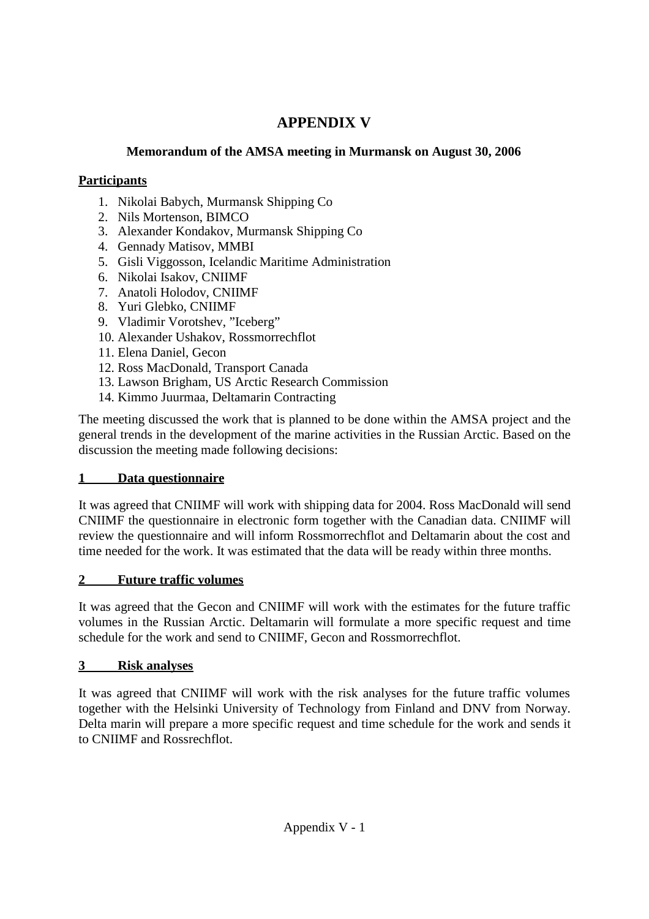# APPENDIX V

### Memorandum of the AMSA meeting in Murmansk on August 30, 2006

**Participants**

1. Nikolai Babych, Murmansk Shipping Co
2. Nils Mortenson, BIMCO
3. Alexander Kondakov, Murmansk Shipping Co
4. Gennady Matisov, MMBI
5. Gisli Viggosson, Icelandic Maritime Administration
6. Nikolai Isakov, CNIIMF
7. Anatoli Holodov, CNIIMF
8. Yuri Glebko, CNIIMF
9. Vladimir Vorotshev, ”Iceberg”
10. Alexander Ushakov, Rossmorrechflot
11. Elena Daniel, Gecon
12. Ross MacDonald, Transport Canada
13. Lawson Brigham, US Arctic Research Commission
14. Kimmo Juurmaa, Deltamarin Contracting

The meeting discussed the work that is planned to be done within the AMSA project and the general trends in the development of the marine activities in the Russian Arctic. Based on the discussion the meeting made following decisions:

**1 Data questionnaire**

It was agreed that CNIIMF will work with shipping data for 2004. Ross MacDonald will send CNIIMF the questionnaire in electronic form together with the Canadian data. CNIIMF will review the questionnaire and will inform Rossmorrechflot and Deltamarin about the cost and time needed for the work. It was estimated that the data will be ready within three months.

**2 Future traffic volumes**

It was agreed that the Gecon and CNIIMF will work with the estimates for the future traffic volumes in the Russian Arctic. Deltamarin will formulate a more specific request and time schedule for the work and send to CNIIMF, Gecon and Rossmorrechflot.

**3 Risk analyses**

It was agreed that CNIIMF will work with the risk analyses for the future traffic volumes together with the Helsinki University of Technology from Finland and DNV from Norway. Delta marin will prepare a more specific request and time schedule for the work and sends it to CNIIMF and Rossrechflot.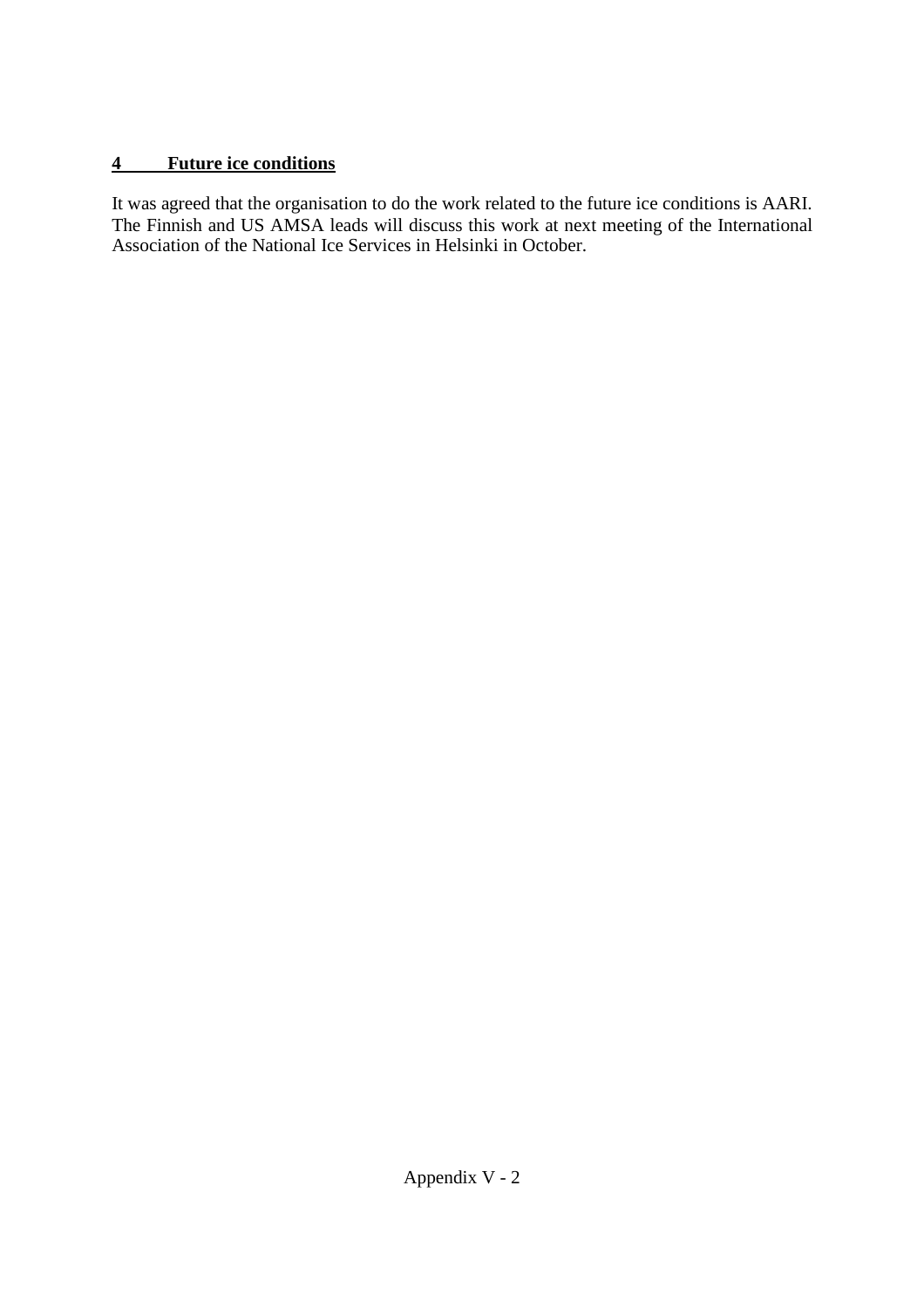## 4 Future ice conditions

It was agreed that the organisation to do the work related to the future ice conditions is AARI. The Finnish and US AMSA leads will discuss this work at next meeting of the International Association of the National Ice Services in Helsinki in October.